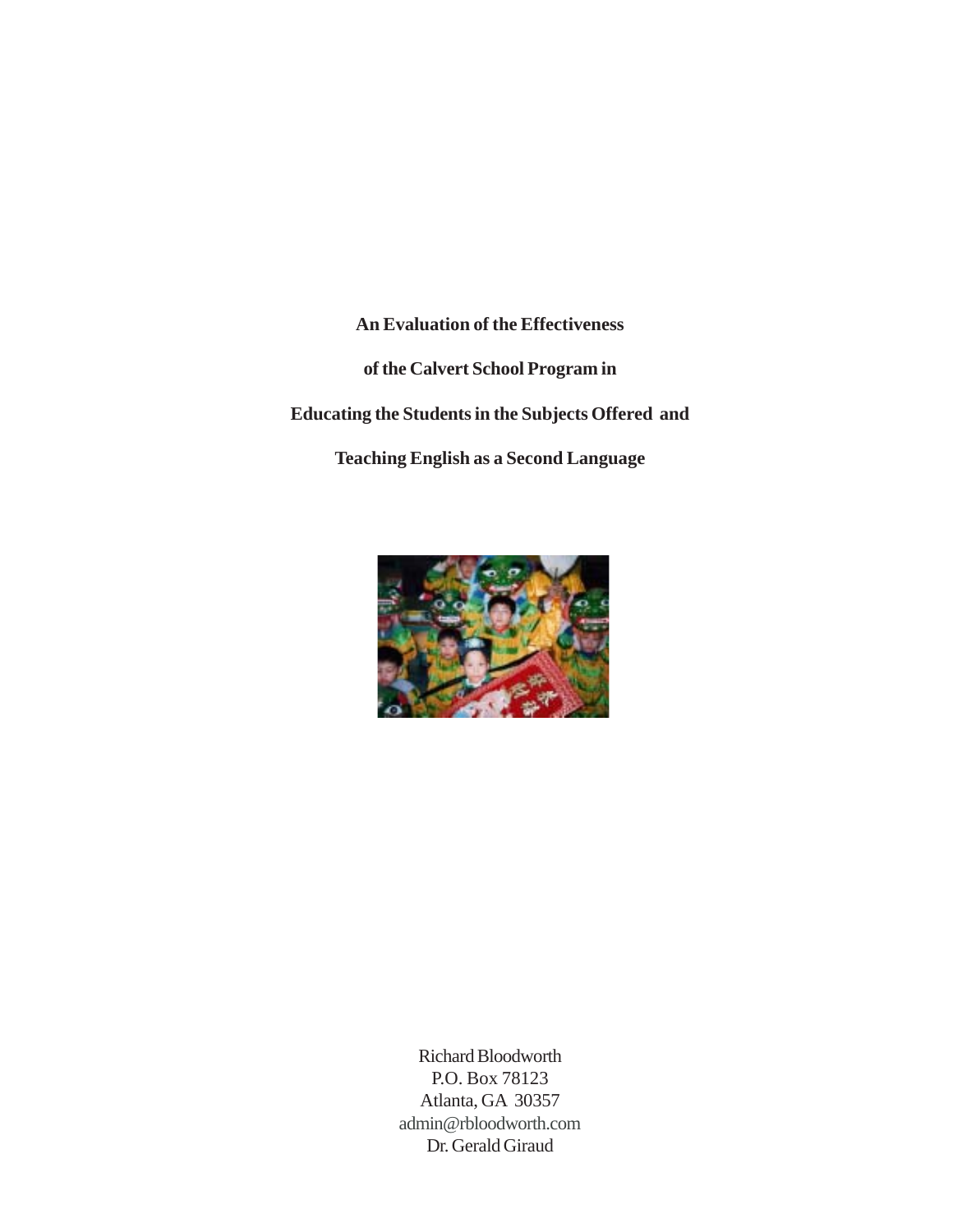# An Evaluation of the Effectiveness of the Calvert School Program in Educating the Students in the Subjects Offered and Teaching English as a Second Language

Richard Bloodworth
P.O. Box 78123
Atlanta, GA 30357
admin@rbloodworth.com
Dr. Gerald Giraud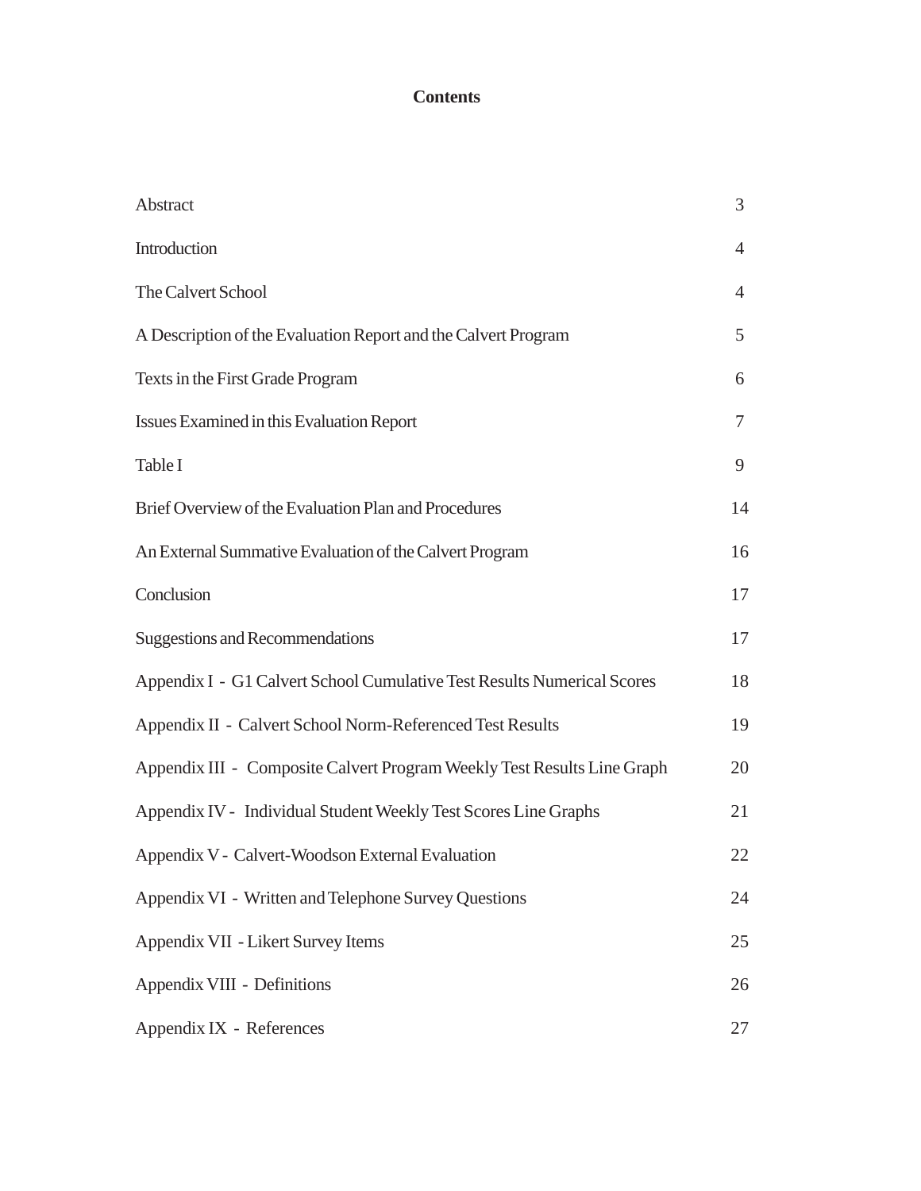## Contents

| | |
|---|---|
| Abstract | 3 |
| Introduction | 4 |
| The Calvert School | 4 |
| A Description of the Evaluation Report and the Calvert Program | 5 |
| Texts in the First Grade Program | 6 |
| Issues Examined in this Evaluation Report | 7 |
| Table I | 9 |
| Brief Overview of the Evaluation Plan and Procedures | 14 |
| An External Summative Evaluation of the Calvert Program | 16 |
| Conclusion | 17 |
| Suggestions and Recommendations | 17 |
| Appendix I - G1 Calvert School Cumulative Test Results Numerical Scores | 18 |
| Appendix II - Calvert School Norm-Referenced Test Results | 19 |
| Appendix III - Composite Calvert Program Weekly Test Results Line Graph | 20 |
| Appendix IV - Individual Student Weekly Test Scores Line Graphs | 21 |
| Appendix V - Calvert-Woodson External Evaluation | 22 |
| Appendix VI - Written and Telephone Survey Questions | 24 |
| Appendix VII - Likert Survey Items | 25 |
| Appendix VIII - Definitions | 26 |
| Appendix IX - References | 27 |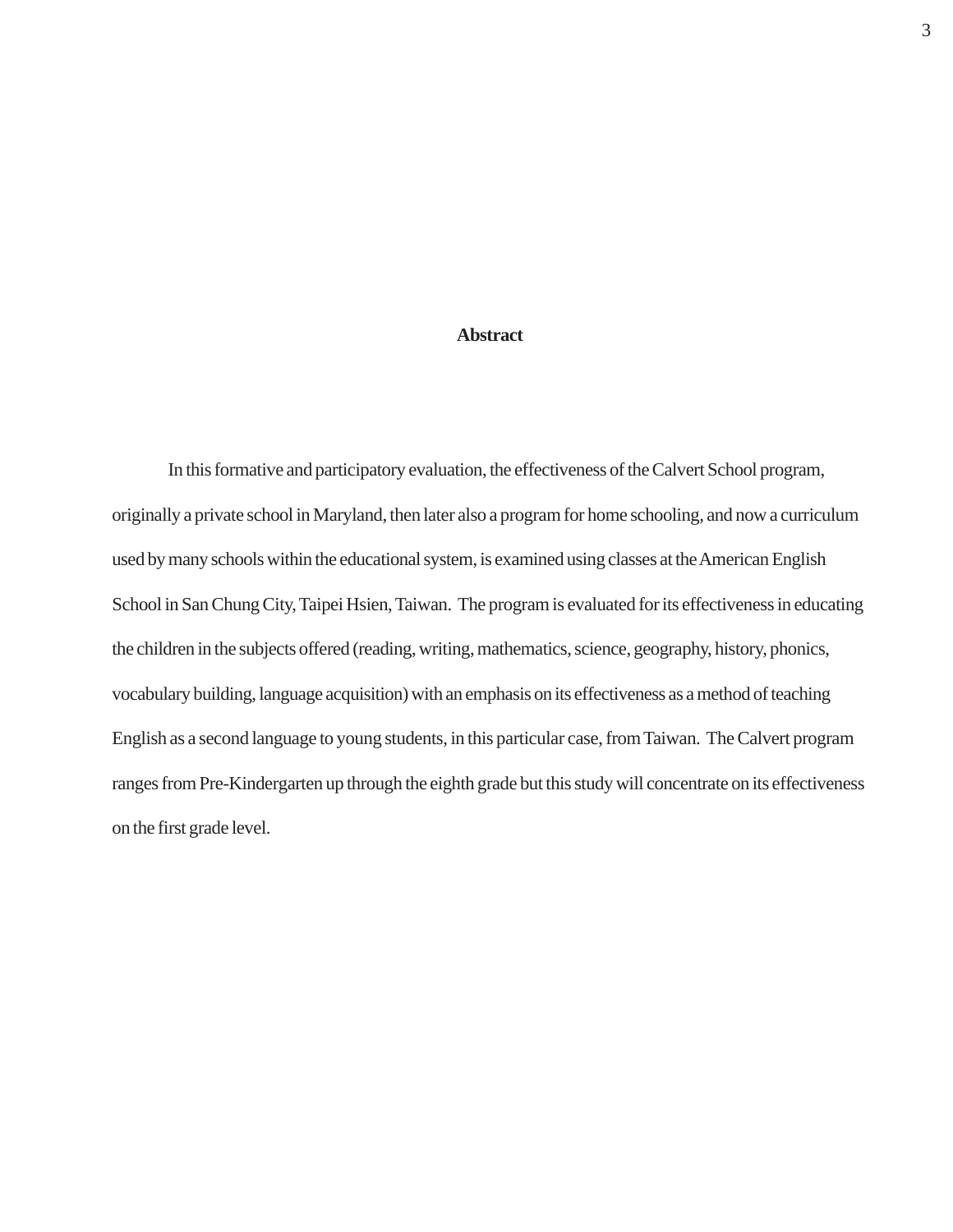## Abstract

In this formative and participatory evaluation, the effectiveness of the Calvert School program, originally a private school in Maryland, then later also a program for home schooling, and now a curriculum used by many schools within the educational system, is examined using classes at the American English School in San Chung City, Taipei Hsien, Taiwan. The program is evaluated for its effectiveness in educating the children in the subjects offered (reading, writing, mathematics, science, geography, history, phonics, vocabulary building, language acquisition) with an emphasis on its effectiveness as a method of teaching English as a second language to young students, in this particular case, from Taiwan. The Calvert program ranges from Pre-Kindergarten up through the eighth grade but this study will concentrate on its effectiveness on the first grade level.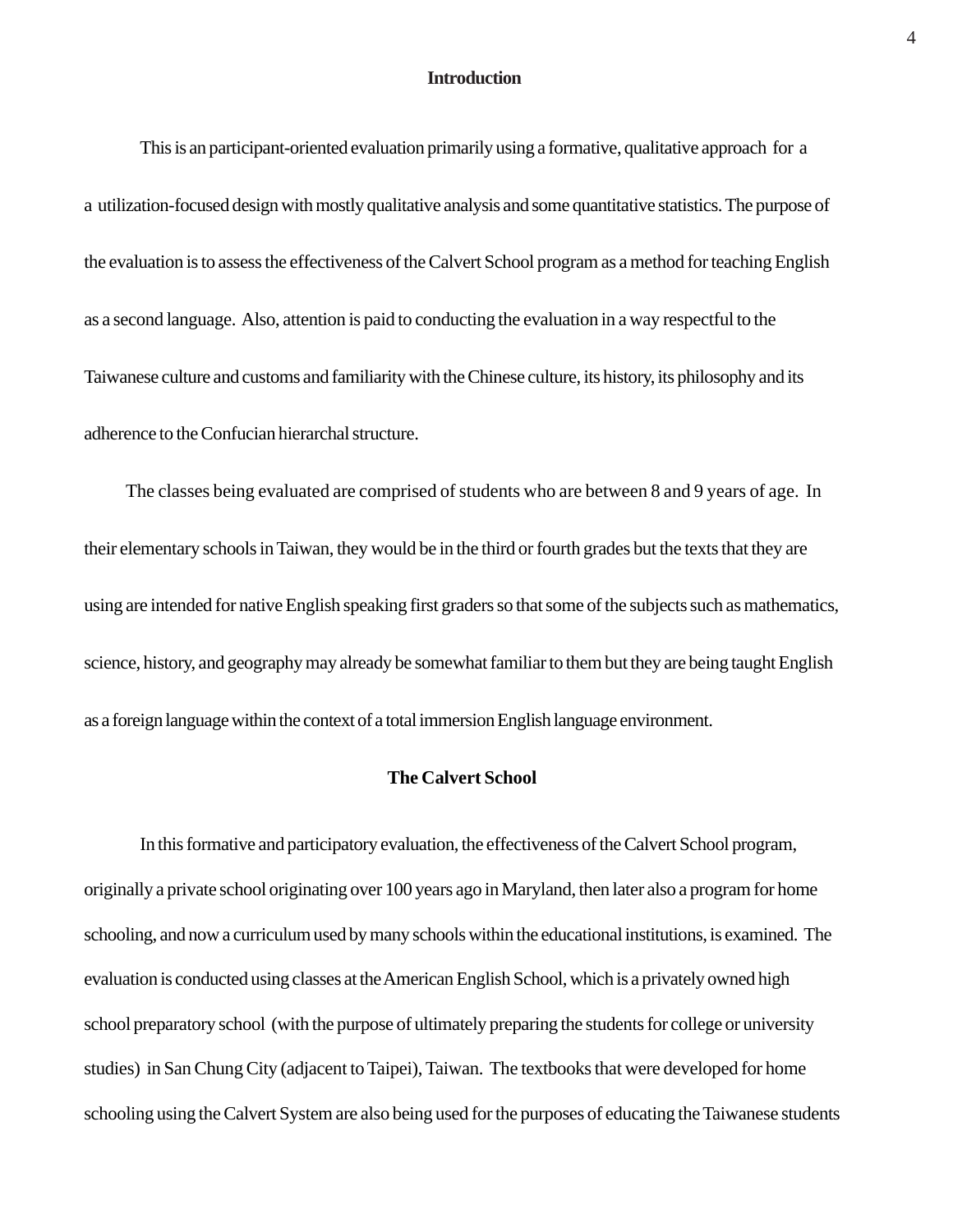## Introduction

This is an participant-oriented evaluation primarily using a formative, qualitative approach for a a utilization-focused design with mostly qualitative analysis and some quantitative statistics. The purpose of the evaluation is to assess the effectiveness of the Calvert School program as a method for teaching English as a second language. Also, attention is paid to conducting the evaluation in a way respectful to the Taiwanese culture and customs and familiarity with the Chinese culture, its history, its philosophy and its adherence to the Confucian hierarchal structure.

The classes being evaluated are comprised of students who are between 8 and 9 years of age. In their elementary schools in Taiwan, they would be in the third or fourth grades but the texts that they are using are intended for native English speaking first graders so that some of the subjects such as mathematics, science, history, and geography may already be somewhat familiar to them but they are being taught English as a foreign language within the context of a total immersion English language environment.

## The Calvert School

In this formative and participatory evaluation, the effectiveness of the Calvert School program, originally a private school originating over 100 years ago in Maryland, then later also a program for home schooling, and now a curriculum used by many schools within the educational institutions, is examined. The evaluation is conducted using classes at the American English School, which is a privately owned high school preparatory school (with the purpose of ultimately preparing the students for college or university studies) in San Chung City (adjacent to Taipei), Taiwan. The textbooks that were developed for home schooling using the Calvert System are also being used for the purposes of educating the Taiwanese students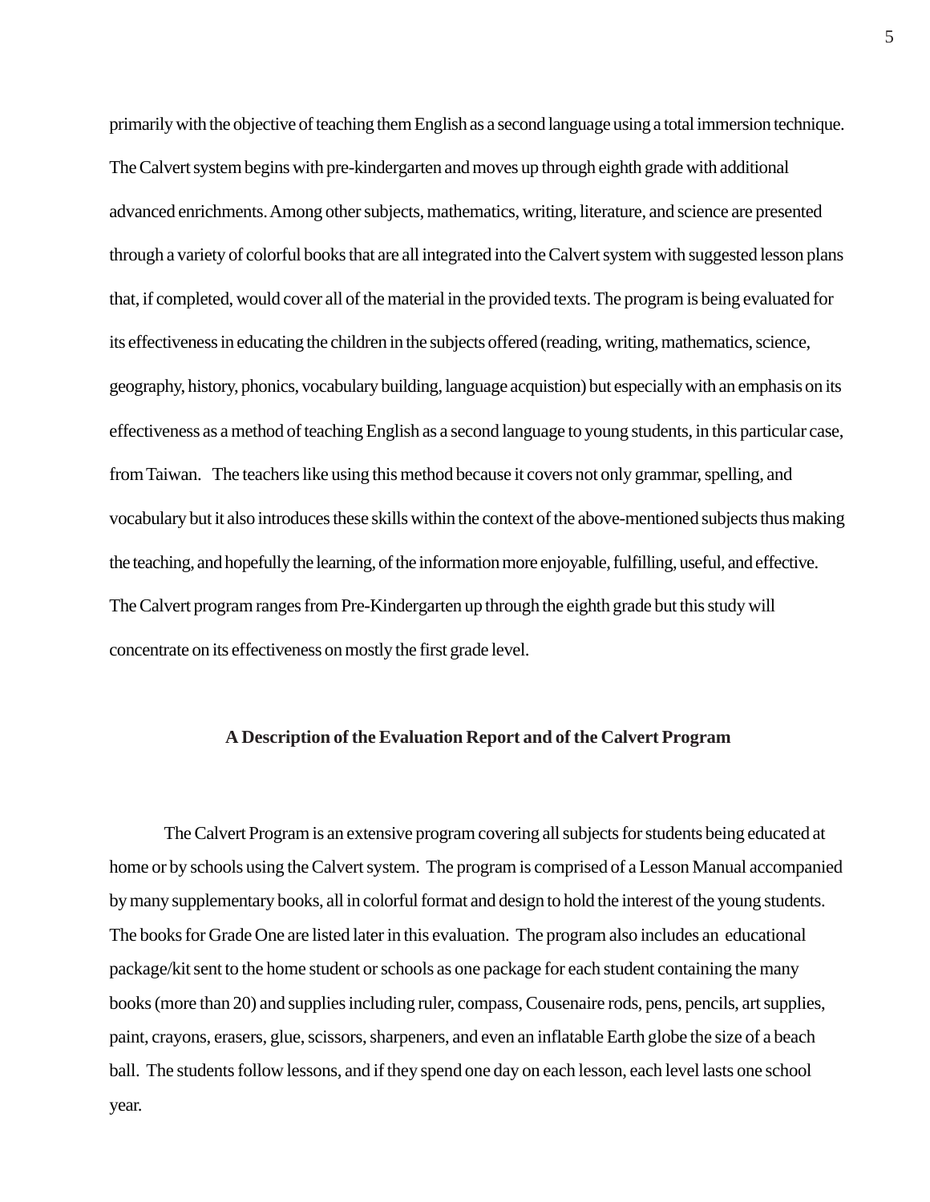primarily with the objective of teaching them English as a second language using a total immersion technique. The Calvert system begins with pre-kindergarten and moves up through eighth grade with additional advanced enrichments. Among other subjects, mathematics, writing, literature, and science are presented through a variety of colorful books that are all integrated into the Calvert system with suggested lesson plans that, if completed, would cover all of the material in the provided texts. The program is being evaluated for its effectiveness in educating the children in the subjects offered (reading, writing, mathematics, science, geography, history, phonics, vocabulary building, language acquistion) but especially with an emphasis on its effectiveness as a method of teaching English as a second language to young students, in this particular case, from Taiwan. The teachers like using this method because it covers not only grammar, spelling, and vocabulary but it also introduces these skills within the context of the above-mentioned subjects thus making the teaching, and hopefully the learning, of the information more enjoyable, fulfilling, useful, and effective. The Calvert program ranges from Pre-Kindergarten up through the eighth grade but this study will concentrate on its effectiveness on mostly the first grade level.

## A Description of the Evaluation Report and of the Calvert Program

The Calvert Program is an extensive program covering all subjects for students being educated at home or by schools using the Calvert system. The program is comprised of a Lesson Manual accompanied by many supplementary books, all in colorful format and design to hold the interest of the young students. The books for Grade One are listed later in this evaluation. The program also includes an educational package/kit sent to the home student or schools as one package for each student containing the many books (more than 20) and supplies including ruler, compass, Cousenaire rods, pens, pencils, art supplies, paint, crayons, erasers, glue, scissors, sharpeners, and even an inflatable Earth globe the size of a beach ball. The students follow lessons, and if they spend one day on each lesson, each level lasts one school year.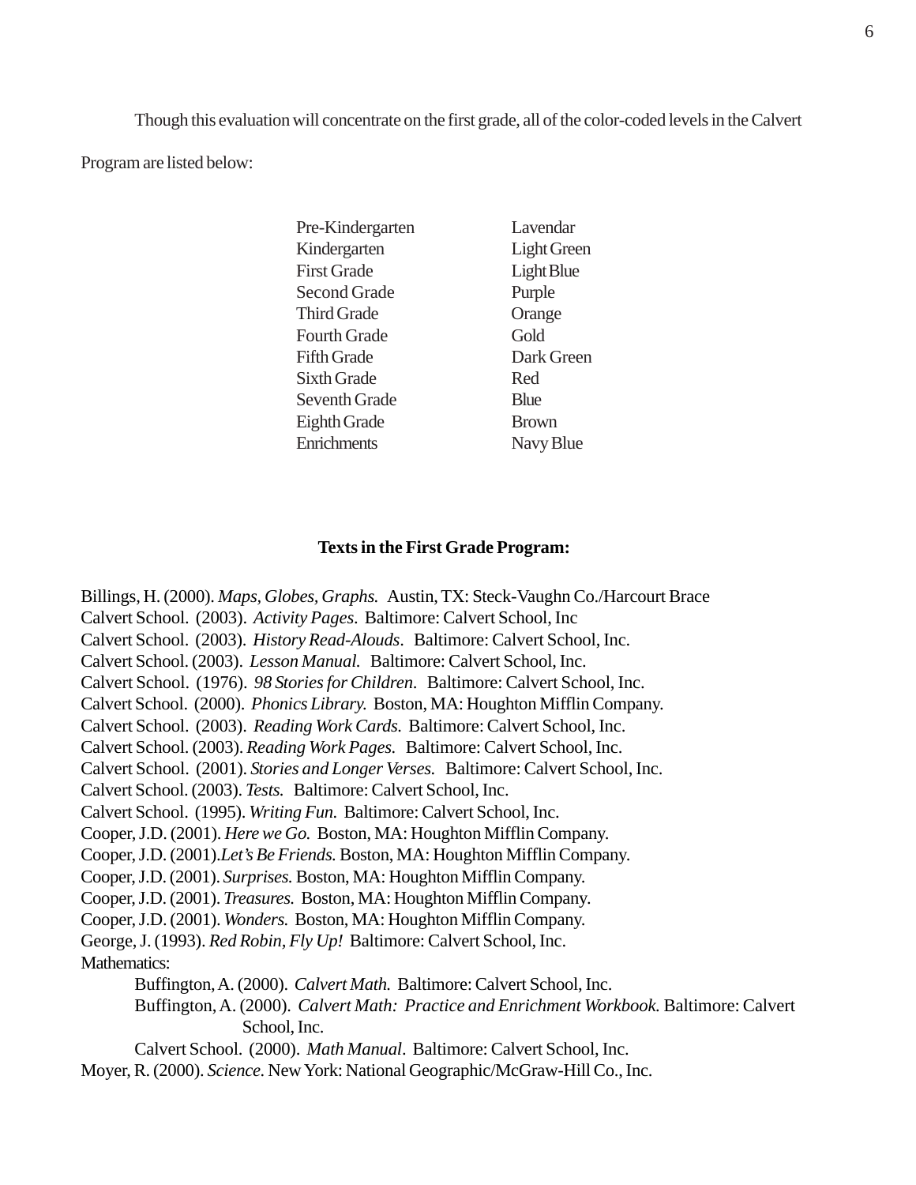Though this evaluation will concentrate on the first grade, all of the color-coded levels in the Calvert Program are listed below:

| | |
|---|---|
| Pre-Kindergarten | Lavendar |
| Kindergarten | Light Green |
| First Grade | Light Blue |
| Second Grade | Purple |
| Third Grade | Orange |
| Fourth Grade | Gold |
| Fifth Grade | Dark Green |
| Sixth Grade | Red |
| Seventh Grade | Blue |
| Eighth Grade | Brown |
| Enrichments | Navy Blue |

**Texts in the First Grade Program:**

Billings, H. (2000). *Maps, Globes, Graphs.* Austin, TX: Steck-Vaughn Co./Harcourt Brace
Calvert School. (2003). *Activity Pages*. Baltimore: Calvert School, Inc
Calvert School. (2003). *History Read-Alouds*. Baltimore: Calvert School, Inc.
Calvert School. (2003). *Lesson Manual.* Baltimore: Calvert School, Inc.
Calvert School. (1976). *98 Stories for Children*. Baltimore: Calvert School, Inc.
Calvert School. (2000). *Phonics Library.* Boston, MA: Houghton Mifflin Company.
Calvert School. (2003). *Reading Work Cards.* Baltimore: Calvert School, Inc.
Calvert School. (2003). *Reading Work Pages.* Baltimore: Calvert School, Inc.
Calvert School. (2001). *Stories and Longer Verses.* Baltimore: Calvert School, Inc.
Calvert School. (2003). *Tests.* Baltimore: Calvert School, Inc.
Calvert School. (1995). *Writing Fun.* Baltimore: Calvert School, Inc.
Cooper, J.D. (2001). *Here we Go.* Boston, MA: Houghton Mifflin Company.
Cooper, J.D. (2001).*Let's Be Friends.* Boston, MA: Houghton Mifflin Company.
Cooper, J.D. (2001). *Surprises.* Boston, MA: Houghton Mifflin Company.
Cooper, J.D. (2001). *Treasures.* Boston, MA: Houghton Mifflin Company.
Cooper, J.D. (2001). *Wonders.* Boston, MA: Houghton Mifflin Company.
George, J. (1993). *Red Robin, Fly Up!* Baltimore: Calvert School, Inc.
Mathematics:

- Buffington, A. (2000). *Calvert Math.* Baltimore: Calvert School, Inc.
- Buffington, A. (2000). *Calvert Math: Practice and Enrichment Workbook.* Baltimore: Calvert School, Inc.
- Calvert School. (2000). *Math Manual*. Baltimore: Calvert School, Inc.

Moyer, R. (2000). *Science.* New York: National Geographic/McGraw-Hill Co., Inc.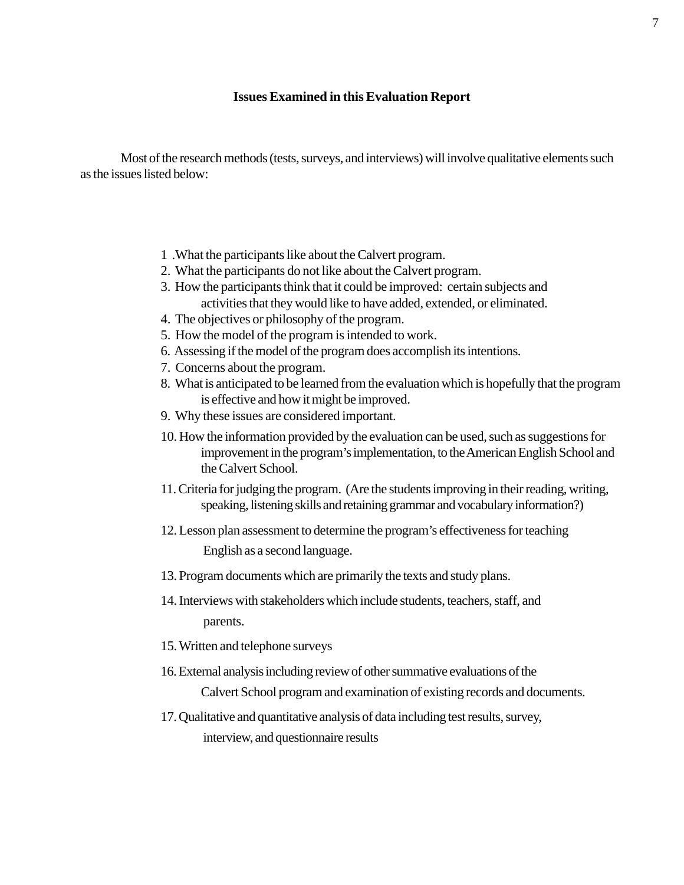## Issues Examined in this Evaluation Report

Most of the research methods (tests, surveys, and interviews) will involve qualitative elements such as the issues listed below:

1. What the participants like about the Calvert program.
2. What the participants do not like about the Calvert program.
3. How the participants think that it could be improved: certain subjects and activities that they would like to have added, extended, or eliminated.
4. The objectives or philosophy of the program.
5. How the model of the program is intended to work.
6. Assessing if the model of the program does accomplish its intentions.
7. Concerns about the program.
8. What is anticipated to be learned from the evaluation which is hopefully that the program is effective and how it might be improved.
9. Why these issues are considered important.
10. How the information provided by the evaluation can be used, such as suggestions for improvement in the program's implementation, to the American English School and the Calvert School.
11. Criteria for judging the program. (Are the students improving in their reading, writing, speaking, listening skills and retaining grammar and vocabulary information?)
12. Lesson plan assessment to determine the program's effectiveness for teaching English as a second language.
13. Program documents which are primarily the texts and study plans.
14. Interviews with stakeholders which include students, teachers, staff, and parents.
15. Written and telephone surveys
16. External analysis including review of other summative evaluations of the Calvert School program and examination of existing records and documents.
17. Qualitative and quantitative analysis of data including test results, survey, interview, and questionnaire results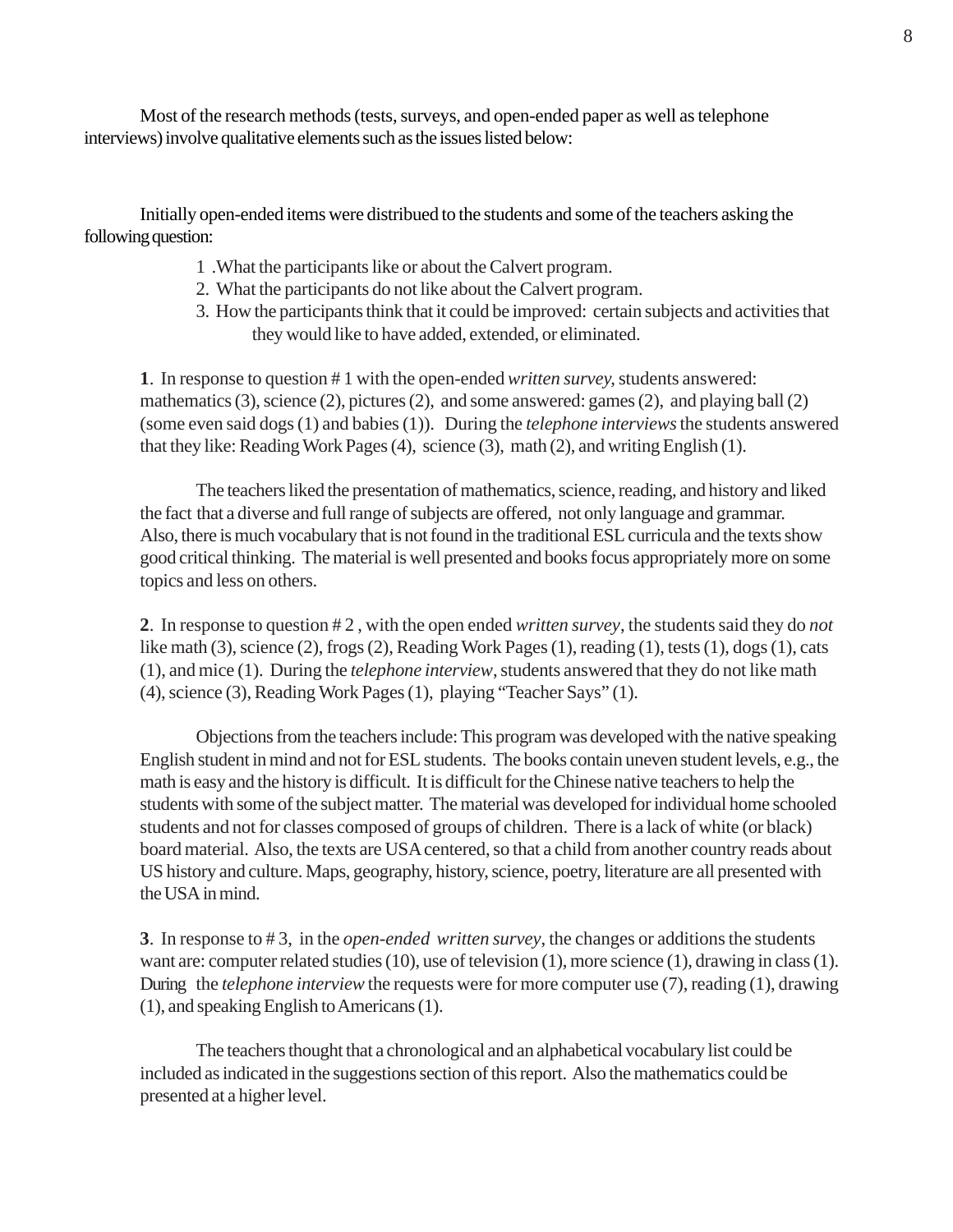Most of the research methods (tests, surveys, and open-ended paper as well as telephone interviews) involve qualitative elements such as the issues listed below:

Initially open-ended items were distribued to the students and some of the teachers asking the following question:

1 .What the participants like or about the Calvert program.
2. What the participants do not like about the Calvert program.
3. How the participants think that it could be improved: certain subjects and activities that they would like to have added, extended, or eliminated.

**1**. In response to question # 1 with the open-ended *written survey,* students answered: mathematics (3), science (2), pictures (2), and some answered: games (2), and playing ball (2) (some even said dogs (1) and babies (1)). During the *telephone interviews* the students answered that they like: Reading Work Pages (4), science (3), math (2), and writing English (1).

The teachers liked the presentation of mathematics, science, reading, and history and liked the fact that a diverse and full range of subjects are offered, not only language and grammar. Also, there is much vocabulary that is not found in the traditional ESL curricula and the texts show good critical thinking. The material is well presented and books focus appropriately more on some topics and less on others.

**2**. In response to question # 2 , with the open ended *written survey*, the students said they do *not* like math (3), science (2), frogs (2), Reading Work Pages (1), reading (1), tests (1), dogs (1), cats (1), and mice (1). During the *telephone interview*, students answered that they do not like math (4), science (3), Reading Work Pages (1), playing "Teacher Says" (1).

Objections from the teachers include: This program was developed with the native speaking English student in mind and not for ESL students. The books contain uneven student levels, e.g., the math is easy and the history is difficult. It is difficult for the Chinese native teachers to help the students with some of the subject matter. The material was developed for individual home schooled students and not for classes composed of groups of children. There is a lack of white (or black) board material. Also, the texts are USA centered, so that a child from another country reads about US history and culture. Maps, geography, history, science, poetry, literature are all presented with the USA in mind.

**3**. In response to # 3, in the *open-ended written survey*, the changes or additions the students want are: computer related studies (10), use of television (1), more science (1), drawing in class (1). During the *telephone interview* the requests were for more computer use (7), reading (1), drawing (1), and speaking English to Americans (1).

The teachers thought that a chronological and an alphabetical vocabulary list could be included as indicated in the suggestions section of this report. Also the mathematics could be presented at a higher level.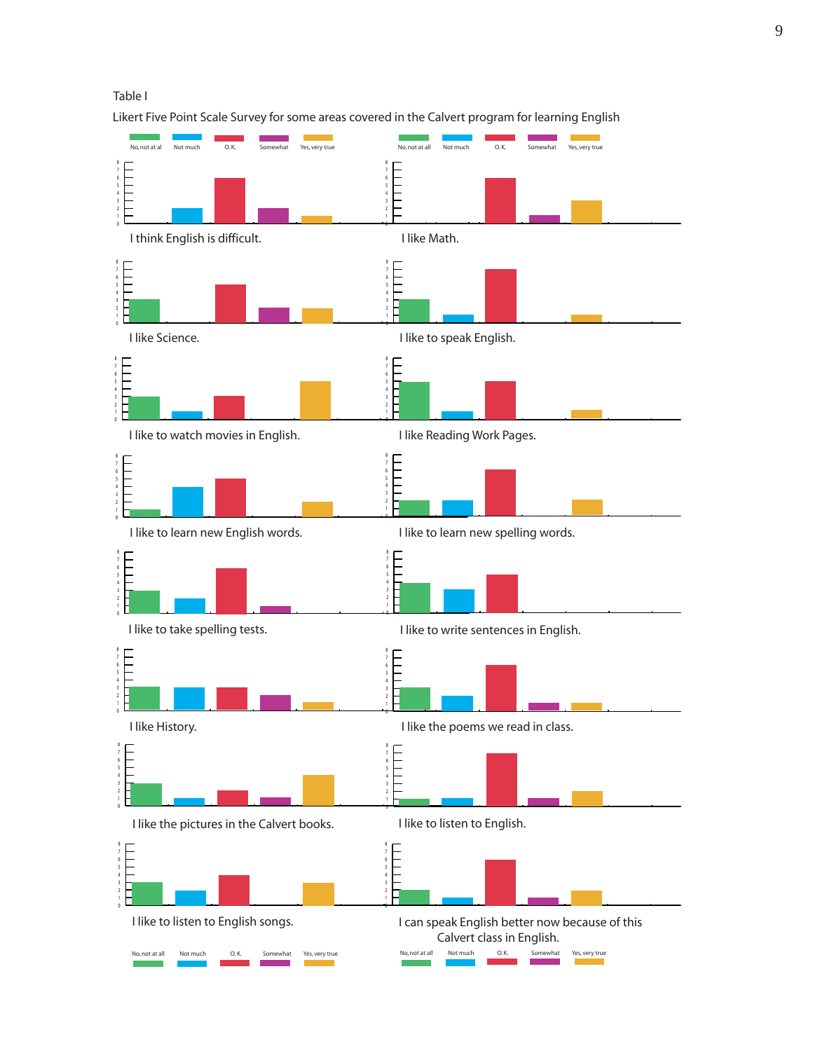Table I

Likert Five Point Scale Survey for some areas covered in the Calvert program for learning English

No, not at all | Not much | O.K. | Somewhat | Yes, very true

I think English is difficult.

I like Math.

I like Science.

I like to speak English.

I like to watch movies in English.

I like Reading Work Pages.

I like to learn new English words.

I like to learn new spelling words.

I like to take spelling tests.

I like to write sentences in English.

I like History.

I like the poems we read in class.

I like the pictures in the Calvert books.

I like to listen to English.

I like to listen to English songs.

I can speak English better now because of this Calvert class in English.

No, not at all | Not much | O.K. | Somewhat | Yes, very true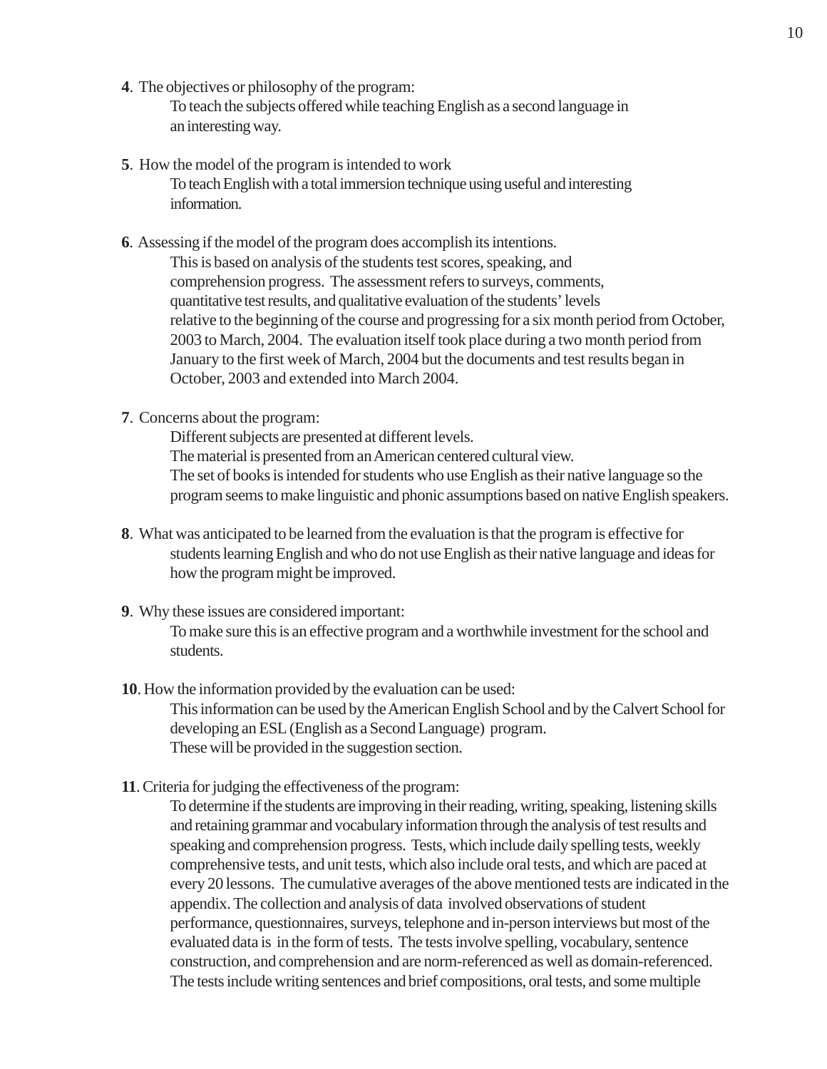**4**. The objectives or philosophy of the program:

To teach the subjects offered while teaching English as a second language in an interesting way.

**5**. How the model of the program is intended to work

To teach English with a total immersion technique using useful and interesting information.

**6**. Assessing if the model of the program does accomplish its intentions.

This is based on analysis of the students test scores, speaking, and comprehension progress. The assessment refers to surveys, comments, quantitative test results, and qualitative evaluation of the students' levels relative to the beginning of the course and progressing for a six month period from October, 2003 to March, 2004. The evaluation itself took place during a two month period from January to the first week of March, 2004 but the documents and test results began in October, 2003 and extended into March 2004.

**7**. Concerns about the program:

Different subjects are presented at different levels.
The material is presented from an American centered cultural view.
The set of books is intended for students who use English as their native language so the program seems to make linguistic and phonic assumptions based on native English speakers.

**8**. What was anticipated to be learned from the evaluation is that the program is effective for students learning English and who do not use English as their native language and ideas for how the program might be improved.

**9**. Why these issues are considered important:

To make sure this is an effective program and a worthwhile investment for the school and students.

**10**. How the information provided by the evaluation can be used:

This information can be used by the American English School and by the Calvert School for developing an ESL (English as a Second Language) program.
These will be provided in the suggestion section.

**11**. Criteria for judging the effectiveness of the program:

To determine if the students are improving in their reading, writing, speaking, listening skills and retaining grammar and vocabulary information through the analysis of test results and speaking and comprehension progress. Tests, which include daily spelling tests, weekly comprehensive tests, and unit tests, which also include oral tests, and which are paced at every 20 lessons. The cumulative averages of the above mentioned tests are indicated in the appendix. The collection and analysis of data involved observations of student performance, questionnaires, surveys, telephone and in-person interviews but most of the evaluated data is in the form of tests. The tests involve spelling, vocabulary, sentence construction, and comprehension and are norm-referenced as well as domain-referenced. The tests include writing sentences and brief compositions, oral tests, and some multiple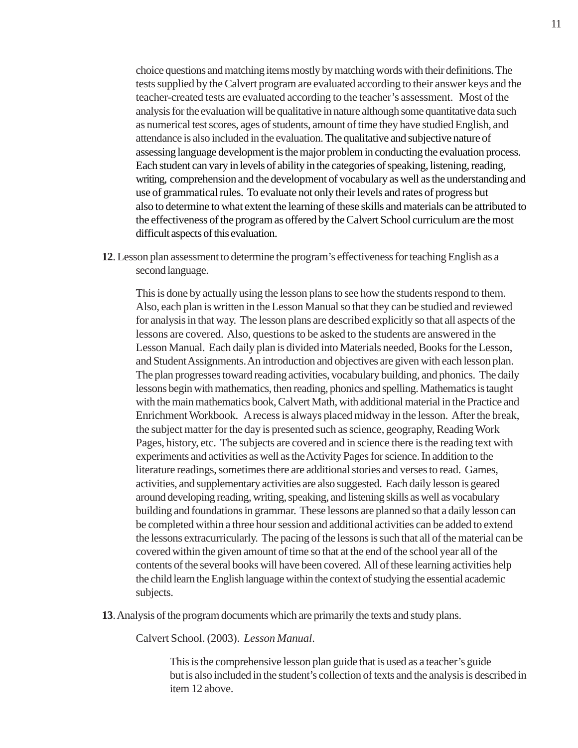choice questions and matching items mostly by matching words with their definitions. The tests supplied by the Calvert program are evaluated according to their answer keys and the teacher-created tests are evaluated according to the teacher's assessment. Most of the analysis for the evaluation will be qualitative in nature although some quantitative data such as numerical test scores, ages of students, amount of time they have studied English, and attendance is also included in the evaluation. The qualitative and subjective nature of assessing language development is the major problem in conducting the evaluation process. Each student can vary in levels of ability in the categories of speaking, listening, reading, writing, comprehension and the development of vocabulary as well as the understanding and use of grammatical rules. To evaluate not only their levels and rates of progress but also to determine to what extent the learning of these skills and materials can be attributed to the effectiveness of the program as offered by the Calvert School curriculum are the most difficult aspects of this evaluation.

**12**. Lesson plan assessment to determine the program's effectiveness for teaching English as a second language.

This is done by actually using the lesson plans to see how the students respond to them. Also, each plan is written in the Lesson Manual so that they can be studied and reviewed for analysis in that way. The lesson plans are described explicitly so that all aspects of the lessons are covered. Also, questions to be asked to the students are answered in the Lesson Manual. Each daily plan is divided into Materials needed, Books for the Lesson, and Student Assignments. An introduction and objectives are given with each lesson plan. The plan progresses toward reading activities, vocabulary building, and phonics. The daily lessons begin with mathematics, then reading, phonics and spelling. Mathematics is taught with the main mathematics book, Calvert Math, with additional material in the Practice and Enrichment Workbook. A recess is always placed midway in the lesson. After the break, the subject matter for the day is presented such as science, geography, Reading Work Pages, history, etc. The subjects are covered and in science there is the reading text with experiments and activities as well as the Activity Pages for science. In addition to the literature readings, sometimes there are additional stories and verses to read. Games, activities, and supplementary activities are also suggested. Each daily lesson is geared around developing reading, writing, speaking, and listening skills as well as vocabulary building and foundations in grammar. These lessons are planned so that a daily lesson can be completed within a three hour session and additional activities can be added to extend the lessons extracurricularly. The pacing of the lessons is such that all of the material can be covered within the given amount of time so that at the end of the school year all of the contents of the several books will have been covered. All of these learning activities help the child learn the English language within the context of studying the essential academic subjects.

**13**. Analysis of the program documents which are primarily the texts and study plans.

Calvert School. (2003). *Lesson Manual*.

This is the comprehensive lesson plan guide that is used as a teacher's guide but is also included in the student's collection of texts and the analysis is described in item 12 above.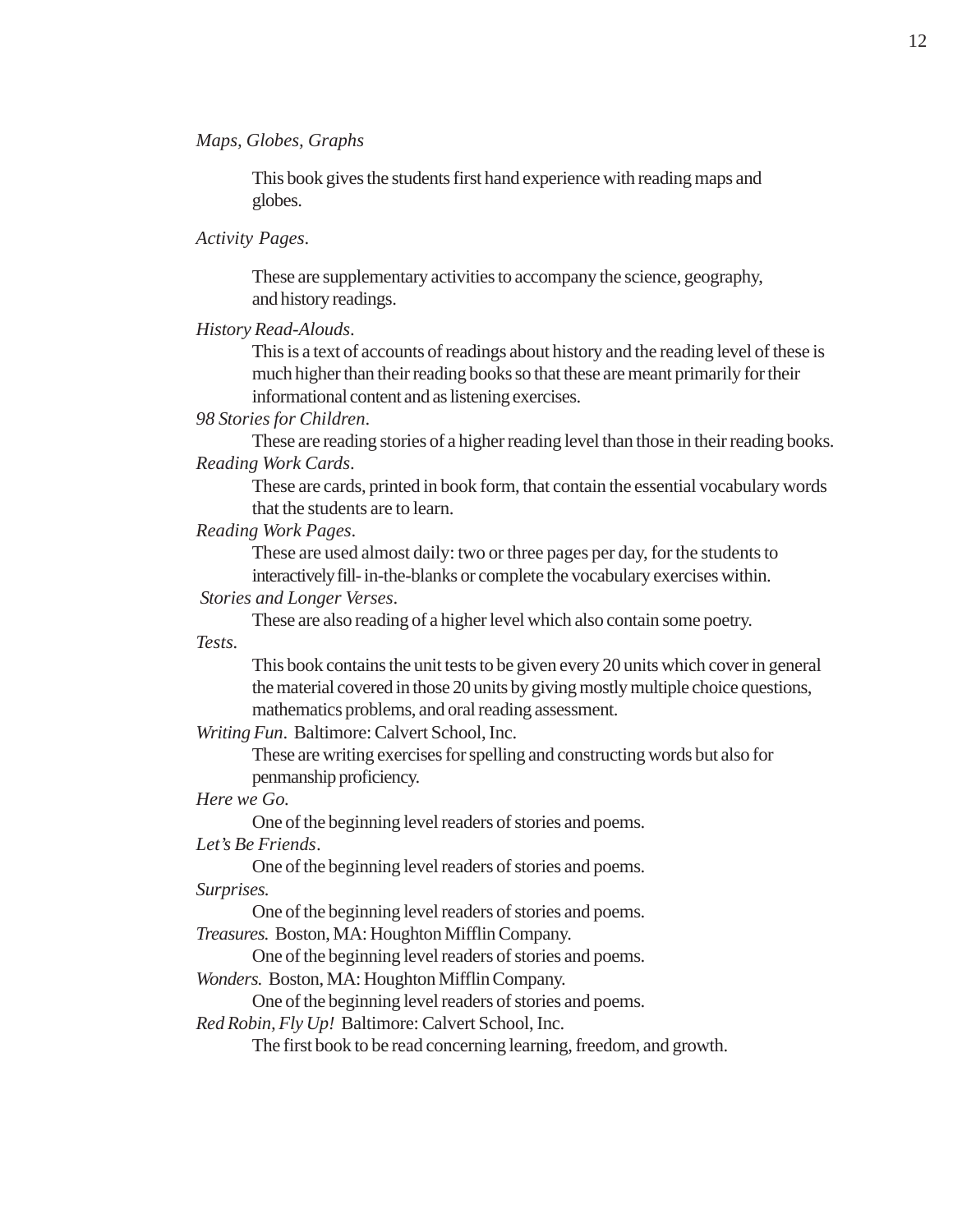*Maps, Globes, Graphs*

This book gives the students first hand experience with reading maps and globes.

*Activity Pages*.

These are supplementary activities to accompany the science, geography, and history readings.

*History Read-Alouds*.

This is a text of accounts of readings about history and the reading level of these is much higher than their reading books so that these are meant primarily for their informational content and as listening exercises.

*98 Stories for Children*.

These are reading stories of a higher reading level than those in their reading books.

*Reading Work Cards*.

These are cards, printed in book form, that contain the essential vocabulary words that the students are to learn.

*Reading Work Pages*.

These are used almost daily: two or three pages per day, for the students to interactively fill- in-the-blanks or complete the vocabulary exercises within.

*Stories and Longer Verses*.

These are also reading of a higher level which also contain some poetry.

*Tests*.

This book contains the unit tests to be given every 20 units which cover in general the material covered in those 20 units by giving mostly multiple choice questions, mathematics problems, and oral reading assessment.

*Writing Fun*. Baltimore: Calvert School, Inc.

These are writing exercises for spelling and constructing words but also for penmanship proficiency.

*Here we Go*.

One of the beginning level readers of stories and poems.

*Let's Be Friends*.

One of the beginning level readers of stories and poems.

*Surprises.*

One of the beginning level readers of stories and poems.

*Treasures.* Boston, MA: Houghton Mifflin Company.

One of the beginning level readers of stories and poems.

*Wonders.* Boston, MA: Houghton Mifflin Company.

One of the beginning level readers of stories and poems.

*Red Robin, Fly Up!* Baltimore: Calvert School, Inc.

The first book to be read concerning learning, freedom, and growth.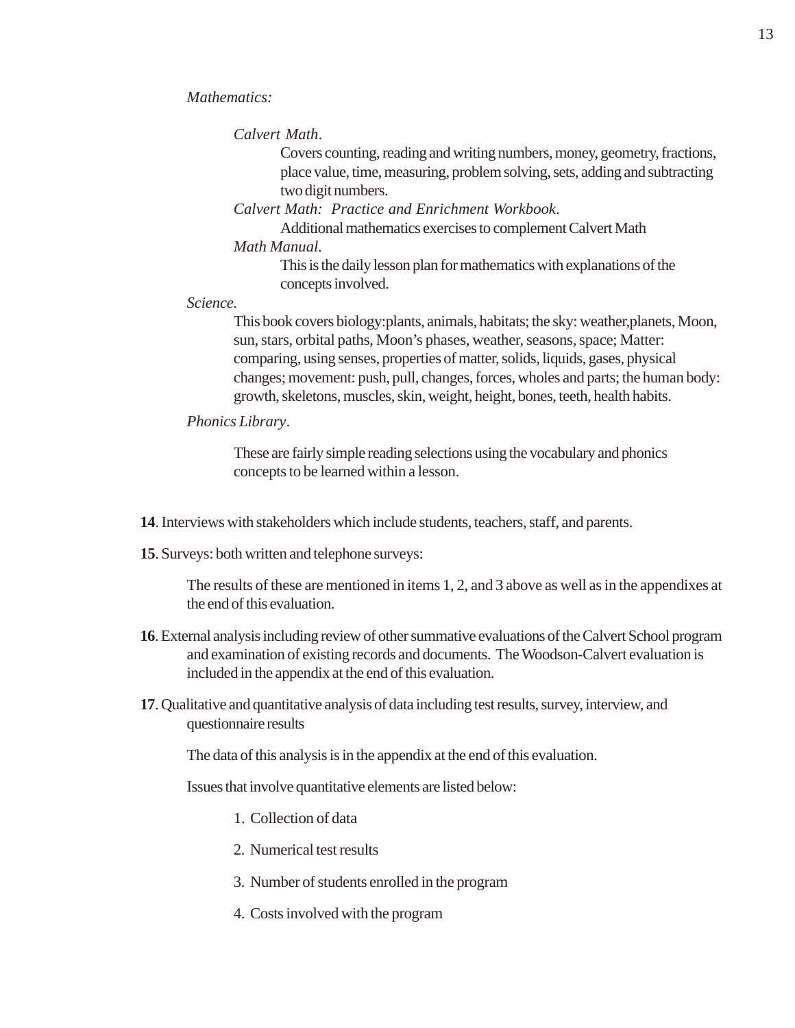*Mathematics:*

*Calvert Math*.

Covers counting, reading and writing numbers, money, geometry, fractions, place value, time, measuring, problem solving, sets, adding and subtracting two digit numbers.

*Calvert Math: Practice and Enrichment Workbook*.

Additional mathematics exercises to complement Calvert Math

*Math Manual*.

This is the daily lesson plan for mathematics with explanations of the concepts involved.

*Science*.

This book covers biology:plants, animals, habitats; the sky: weather,planets, Moon, sun, stars, orbital paths, Moon's phases, weather, seasons, space; Matter: comparing, using senses, properties of matter, solids, liquids, gases, physical changes; movement: push, pull, changes, forces, wholes and parts; the human body: growth, skeletons, muscles, skin, weight, height, bones, teeth, health habits.

*Phonics Library*.

These are fairly simple reading selections using the vocabulary and phonics concepts to be learned within a lesson.

**14**. Interviews with stakeholders which include students, teachers, staff, and parents.

**15**. Surveys: both written and telephone surveys:

The results of these are mentioned in items 1, 2, and 3 above as well as in the appendixes at the end of this evaluation.

**16**. External analysis including review of other summative evaluations of the Calvert School program and examination of existing records and documents. The Woodson-Calvert evaluation is included in the appendix at the end of this evaluation.

**17**. Qualitative and quantitative analysis of data including test results, survey, interview, and questionnaire results

The data of this analysis is in the appendix at the end of this evaluation.

Issues that involve quantitative elements are listed below:

1. Collection of data

2. Numerical test results

3. Number of students enrolled in the program

4. Costs involved with the program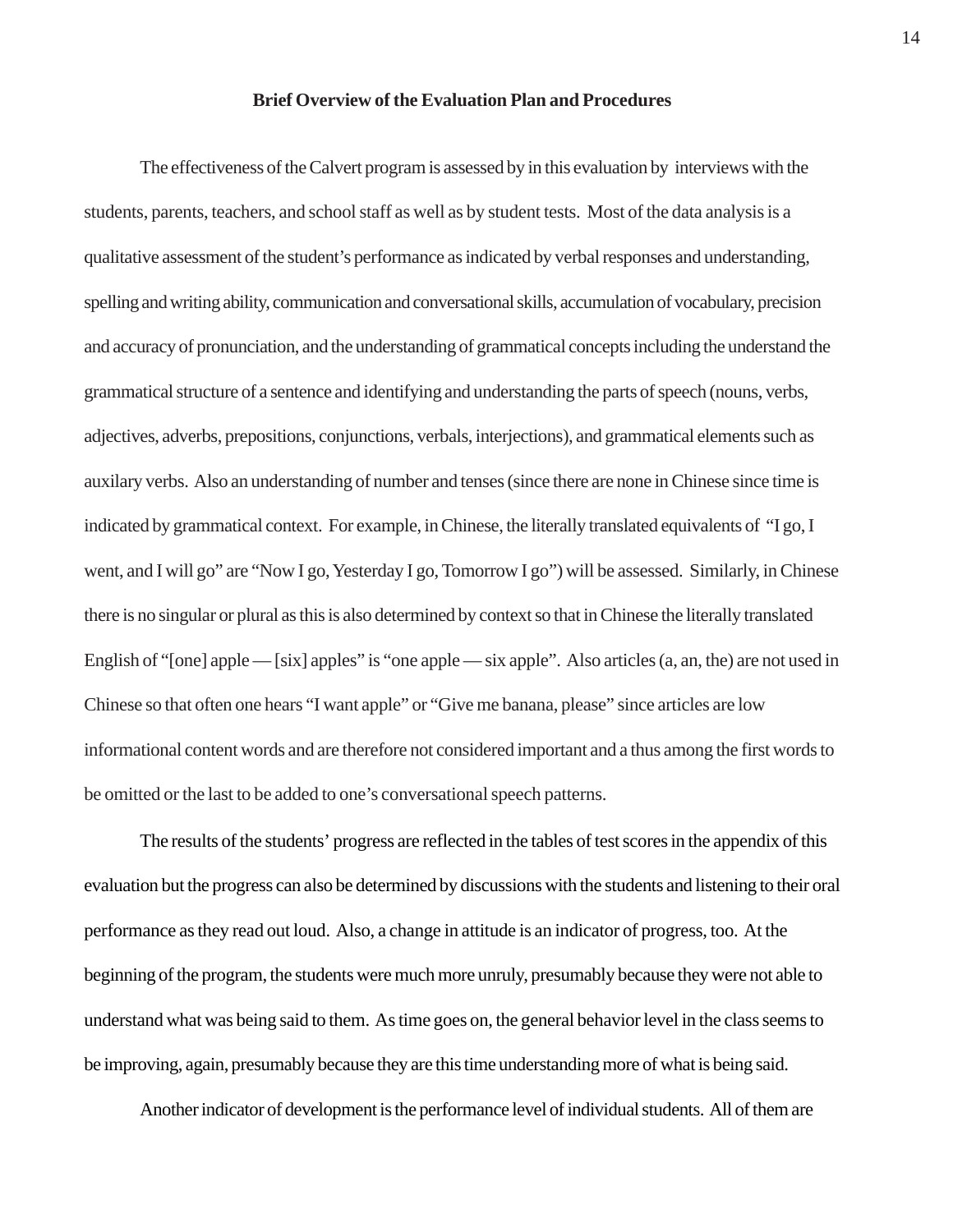**Brief Overview of the Evaluation Plan and Procedures**

The effectiveness of the Calvert program is assessed by in this evaluation by interviews with the students, parents, teachers, and school staff as well as by student tests. Most of the data analysis is a qualitative assessment of the student's performance as indicated by verbal responses and understanding, spelling and writing ability, communication and conversational skills, accumulation of vocabulary, precision and accuracy of pronunciation, and the understanding of grammatical concepts including the understand the grammatical structure of a sentence and identifying and understanding the parts of speech (nouns, verbs, adjectives, adverbs, prepositions, conjunctions, verbals, interjections), and grammatical elements such as auxilary verbs. Also an understanding of number and tenses (since there are none in Chinese since time is indicated by grammatical context. For example, in Chinese, the literally translated equivalents of "I go, I went, and I will go" are "Now I go, Yesterday I go, Tomorrow I go") will be assessed. Similarly, in Chinese there is no singular or plural as this is also determined by context so that in Chinese the literally translated English of "[one] apple — [six] apples" is "one apple — six apple". Also articles (a, an, the) are not used in Chinese so that often one hears "I want apple" or "Give me banana, please" since articles are low informational content words and are therefore not considered important and a thus among the first words to be omitted or the last to be added to one's conversational speech patterns.

The results of the students' progress are reflected in the tables of test scores in the appendix of this evaluation but the progress can also be determined by discussions with the students and listening to their oral performance as they read out loud. Also, a change in attitude is an indicator of progress, too. At the beginning of the program, the students were much more unruly, presumably because they were not able to understand what was being said to them. As time goes on, the general behavior level in the class seems to be improving, again, presumably because they are this time understanding more of what is being said.

Another indicator of development is the performance level of individual students. All of them are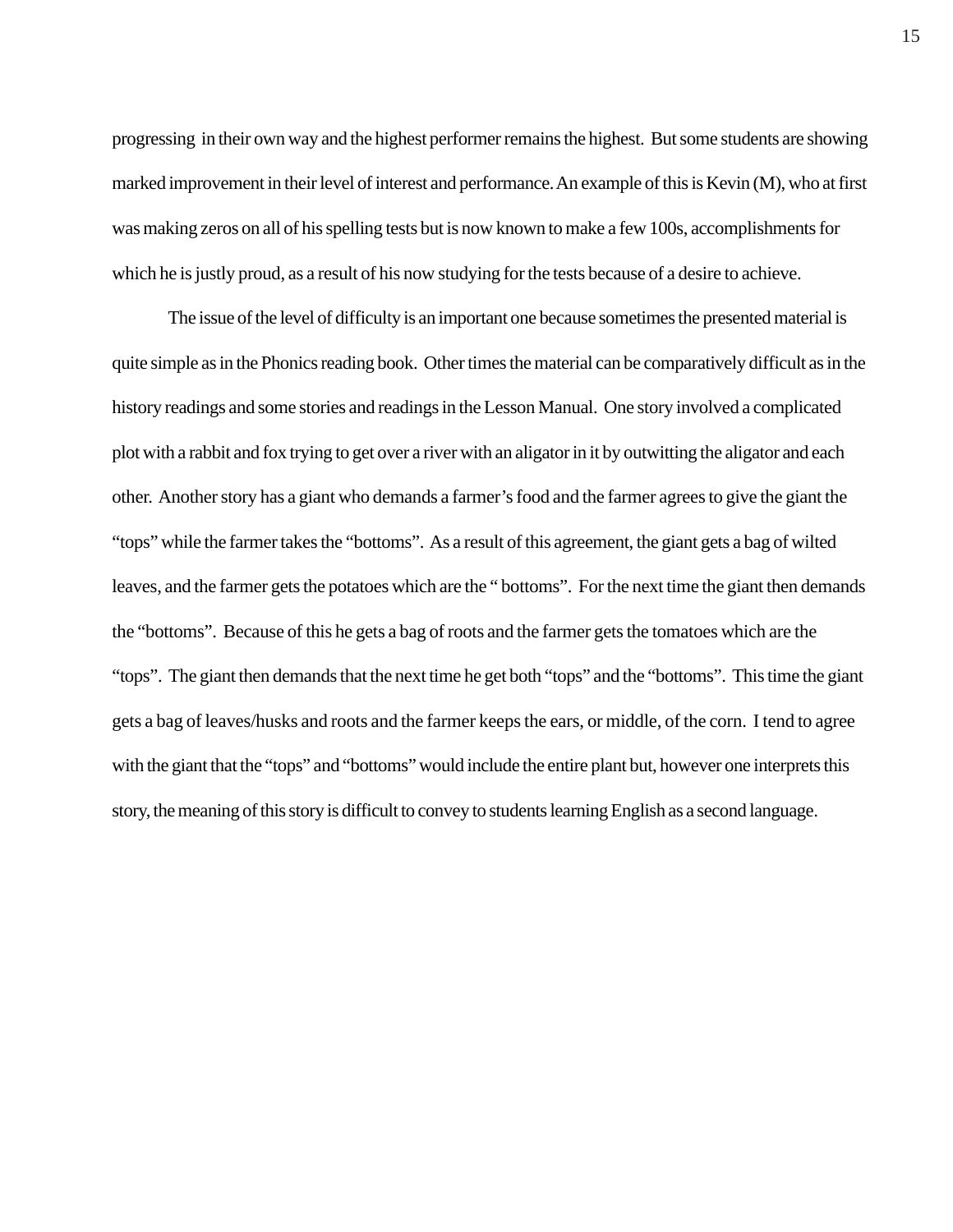progressing  in their own way and the highest performer remains the highest.  But some students are showing marked improvement in their level of interest and performance. An example of this is Kevin (M), who at first was making zeros on all of his spelling tests but is now known to make a few 100s, accomplishments for which he is justly proud, as a result of his now studying for the tests because of a desire to achieve.

The issue of the level of difficulty is an important one because sometimes the presented material is quite simple as in the Phonics reading book.  Other times the material can be comparatively difficult as in the history readings and some stories and readings in the Lesson Manual.  One story involved a complicated plot with a rabbit and fox trying to get over a river with an aligator in it by outwitting the aligator and each other.  Another story has a giant who demands a farmer's food and the farmer agrees to give the giant the "tops" while the farmer takes the "bottoms".  As a result of this agreement, the giant gets a bag of wilted leaves, and the farmer gets the potatoes which are the " bottoms".  For the next time the giant then demands the "bottoms".  Because of this he gets a bag of roots and the farmer gets the tomatoes which are the "tops".  The giant then demands that the next time he get both "tops" and the "bottoms".  This time the giant gets a bag of leaves/husks and roots and the farmer keeps the ears, or middle, of the corn.  I tend to agree with the giant that the "tops" and "bottoms" would include the entire plant but, however one interprets this story, the meaning of this story is difficult to convey to students learning English as a second language.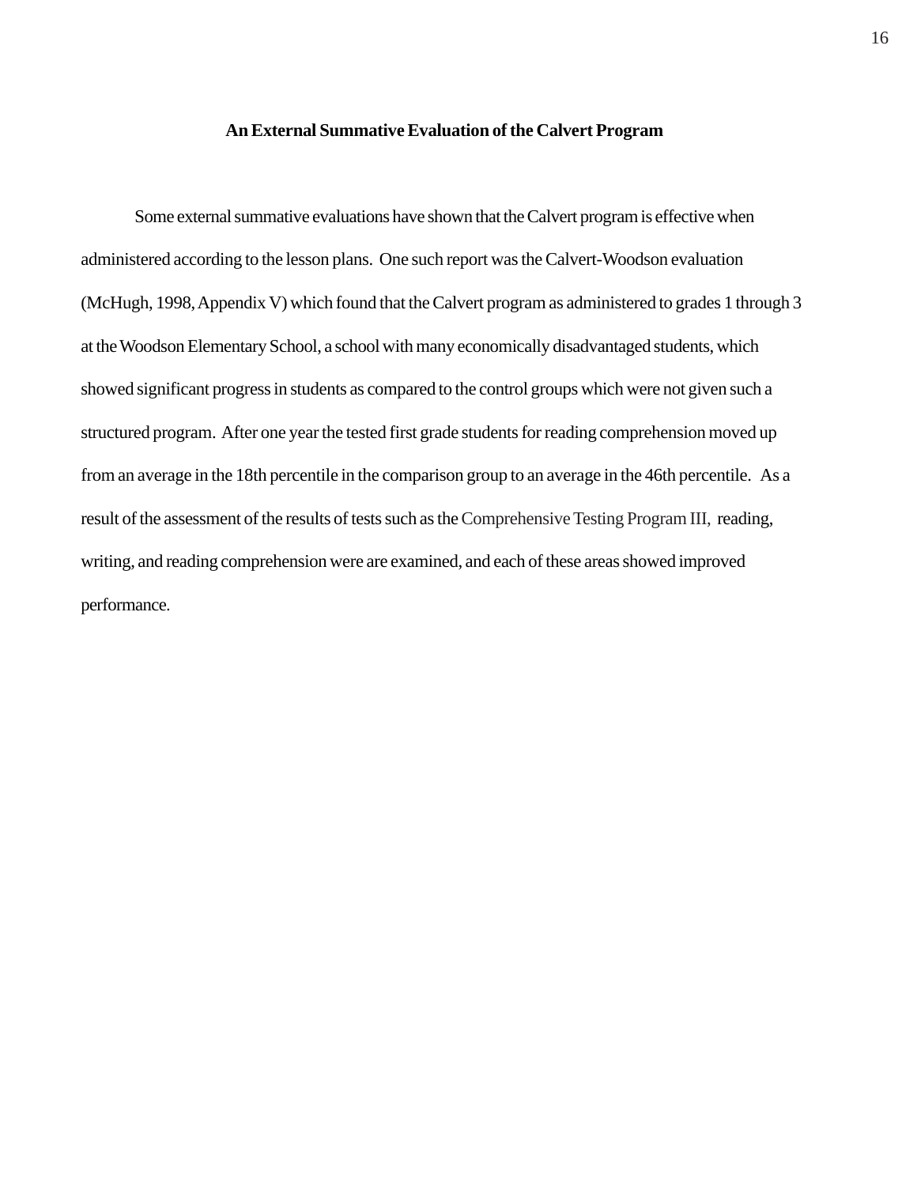## An External Summative Evaluation of the Calvert Program

Some external summative evaluations have shown that the Calvert program is effective when administered according to the lesson plans. One such report was the Calvert-Woodson evaluation (McHugh, 1998, Appendix V) which found that the Calvert program as administered to grades 1 through 3 at the Woodson Elementary School, a school with many economically disadvantaged students, which showed significant progress in students as compared to the control groups which were not given such a structured program. After one year the tested first grade students for reading comprehension moved up from an average in the 18th percentile in the comparison group to an average in the 46th percentile. As a result of the assessment of the results of tests such as the Comprehensive Testing Program III, reading, writing, and reading comprehension were are examined, and each of these areas showed improved performance.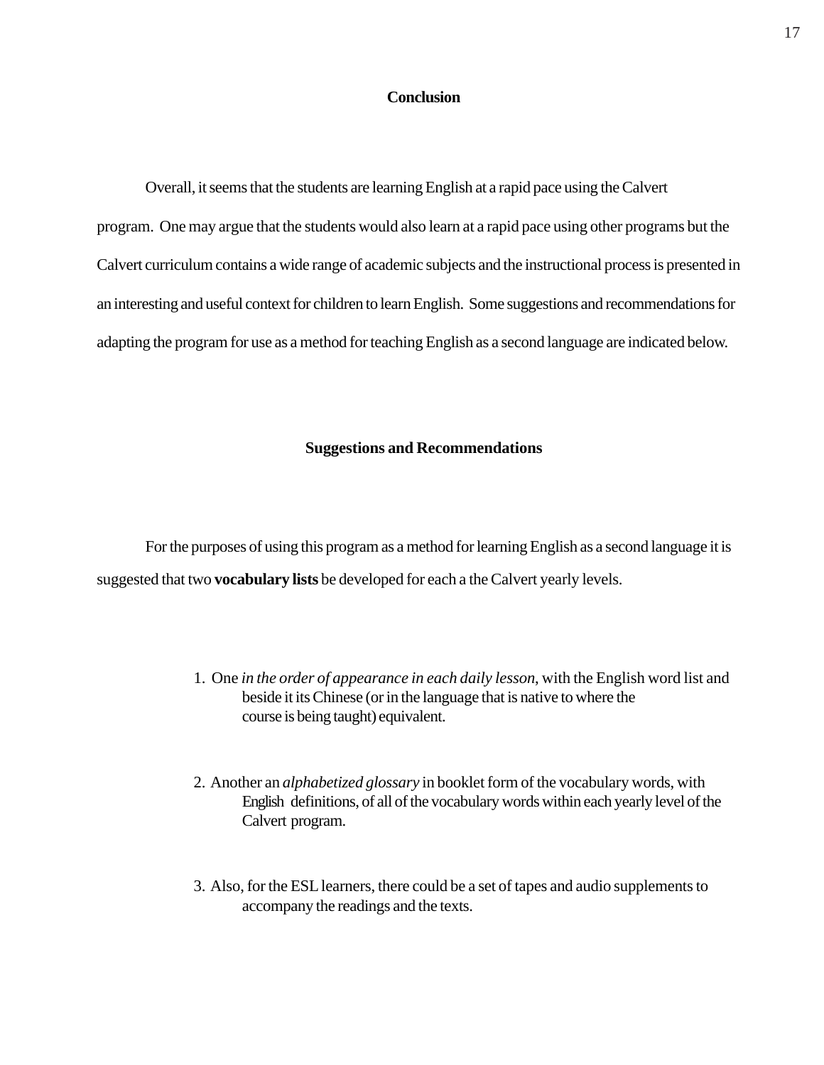## Conclusion

Overall, it seems that the students are learning English at a rapid pace using the Calvert program. One may argue that the students would also learn at a rapid pace using other programs but the Calvert curriculum contains a wide range of academic subjects and the instructional process is presented in an interesting and useful context for children to learn English. Some suggestions and recommendations for adapting the program for use as a method for teaching English as a second language are indicated below.

## Suggestions and Recommendations

For the purposes of using this program as a method for learning English as a second language it is suggested that two **vocabulary lists** be developed for each a the Calvert yearly levels.

1. One *in the order of appearance in each daily lesson*, with the English word list and beside it its Chinese (or in the language that is native to where the course is being taught) equivalent.

2. Another an *alphabetized glossary* in booklet form of the vocabulary words, with English definitions, of all of the vocabulary words within each yearly level of the Calvert program.

3. Also, for the ESL learners, there could be a set of tapes and audio supplements to accompany the readings and the texts.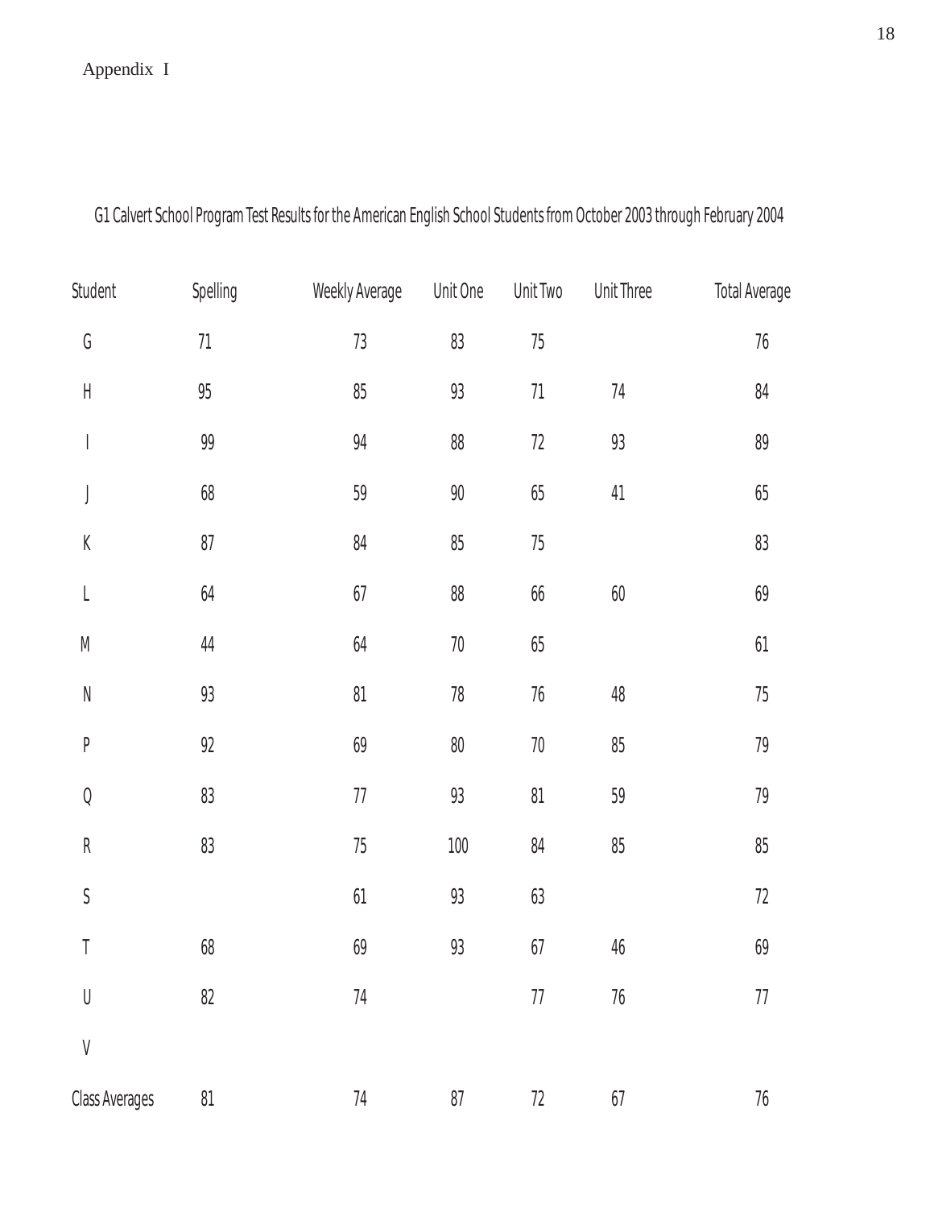Appendix I

G1 Calvert School Program Test Results for the American English School Students from October 2003 through February 2004

| Student | Spelling | Weekly Average | Unit One | Unit Two | Unit Three | Total Average |
|---|---|---|---|---|---|---|
| G | 71 | 73 | 83 | 75 | | 76 |
| H | 95 | 85 | 93 | 71 | 74 | 84 |
| I | 99 | 94 | 88 | 72 | 93 | 89 |
| J | 68 | 59 | 90 | 65 | 41 | 65 |
| K | 87 | 84 | 85 | 75 | | 83 |
| L | 64 | 67 | 88 | 66 | 60 | 69 |
| M | 44 | 64 | 70 | 65 | | 61 |
| N | 93 | 81 | 78 | 76 | 48 | 75 |
| P | 92 | 69 | 80 | 70 | 85 | 79 |
| Q | 83 | 77 | 93 | 81 | 59 | 79 |
| R | 83 | 75 | 100 | 84 | 85 | 85 |
| S | | 61 | 93 | 63 | | 72 |
| T | 68 | 69 | 93 | 67 | 46 | 69 |
| U | 82 | 74 | | 77 | 76 | 77 |
| V | | | | | | |
| Class Averages | 81 | 74 | 87 | 72 | 67 | 76 |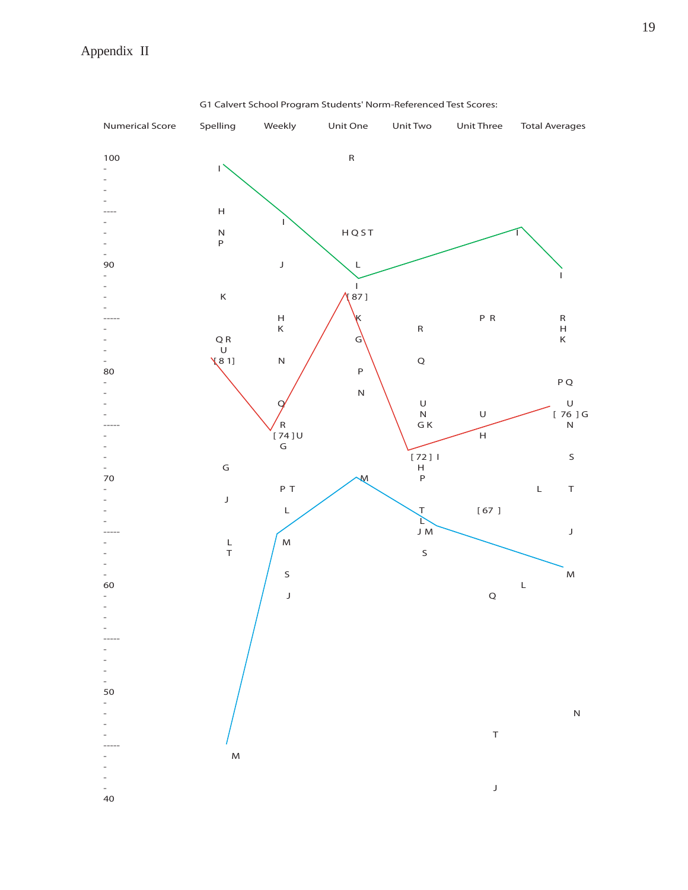# Appendix II

G1 Calvert School Program Students' Norm-Referenced Test Scores:

| Numerical Score | Spelling | Weekly | Unit One | Unit Two | Unit Three | Total Averages |
|---|---|---|---|---|---|---|
| 100 | | | R | | | |
| | I | | | | | |
| 95 | H | | | | | |
| | | I | | | | |
| | N | | H Q S T | | I | |
| | P | | | | | |
| 90 | | J | L | | | |
| | | | | | | I |
| | | | I | | | |
| | K | | [ 87 ] | | | |
| 85 | | H | K | | P R | R |
| | | K | | R | | H |
| | Q R | | G | | | K |
| | U | | | | | |
| | [ 8 1] | N | | Q | | |
| 80 | | | P | | | |
| | | | | | | P Q |
| | | | N | | | |
| | | Q | | U | | U |
| | | | | N | U | [ 76 ] G |
| 75 | | R | | G K | | N |
| | | [ 74 ] U | | | H | |
| | | G | | | | |
| | | | | [ 72 ] I | | S |
| | G | | | H | | |
| 70 | | | M | P | | |
| | | P T | | | | L T |
| | J | | | | | |
| | | L | | T | [ 67 ] | |
| | | | | L | | |
| 65 | | | | J M | | J |
| | L | M | | | | |
| | T | | | S | | |
| | | S | | | | M |
| 60 | | | | | | L |
| | | J | | | Q | |
| 55 | | | | | | |
| 50 | | | | | | |
| | | | | | | N |
| 45 | | | | | T | |
| | M | | | | | |
| | | | | | J | |
| 40 | | | | | | |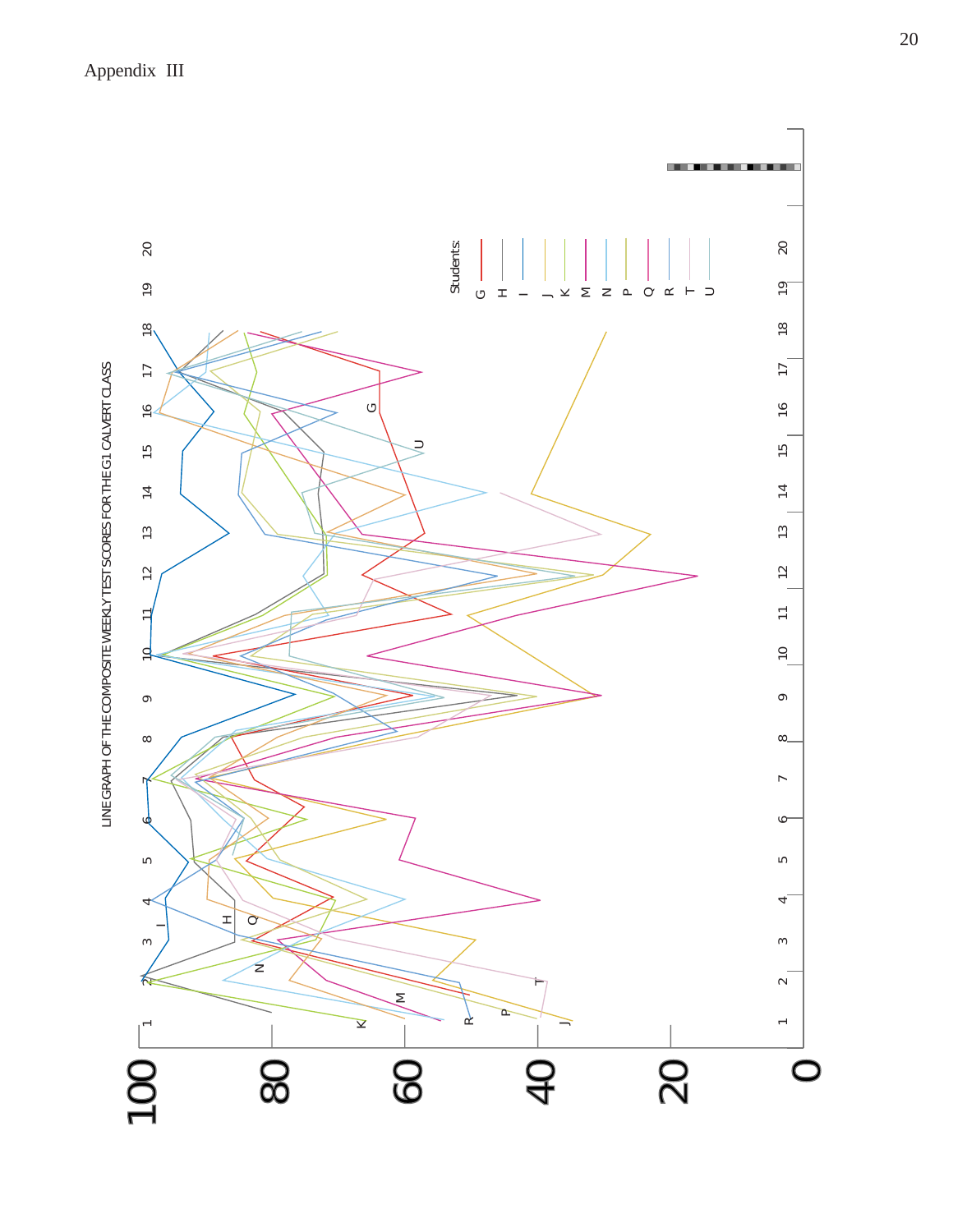Appendix III

LINE GRAPH OF THE COMPOSITE WEEKLY TEST SCORES FOR THE G1 CALVERT CLASS

Students: G, H, I, J, K, M, N, P, Q, R, T, U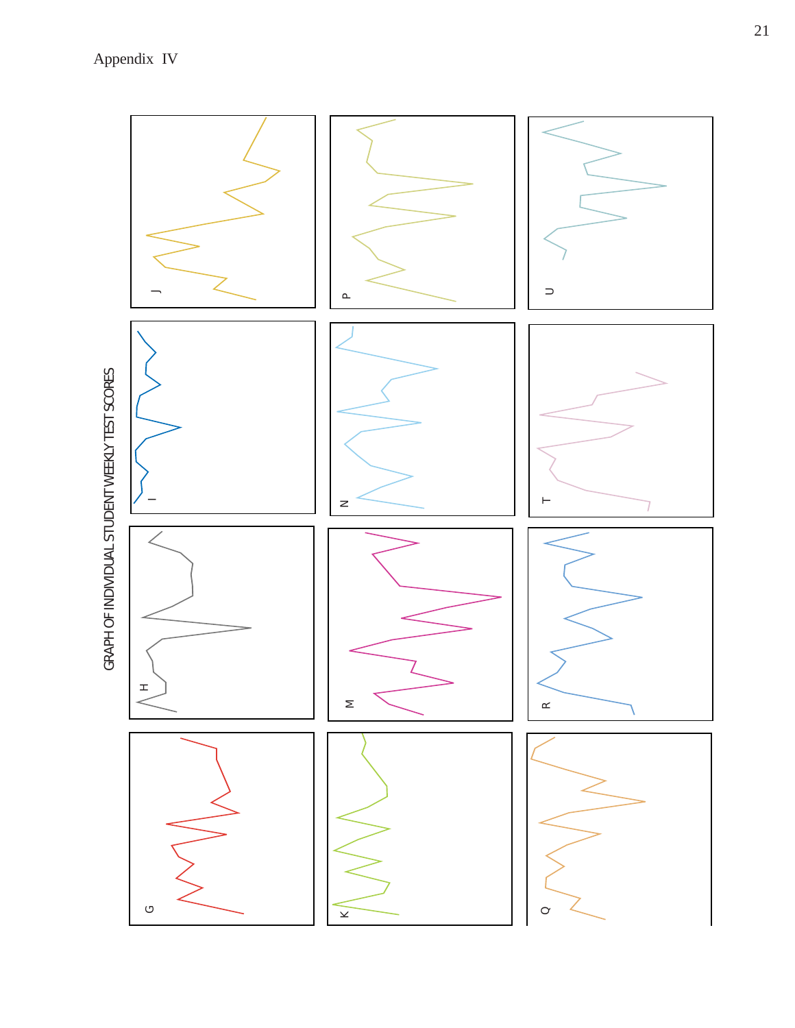Appendix IV

GRAPH OF INDIVIDUAL STUDENT WEEKLY TEST SCORES

J

P

U

I

N

T

H

M

R

G

K

Q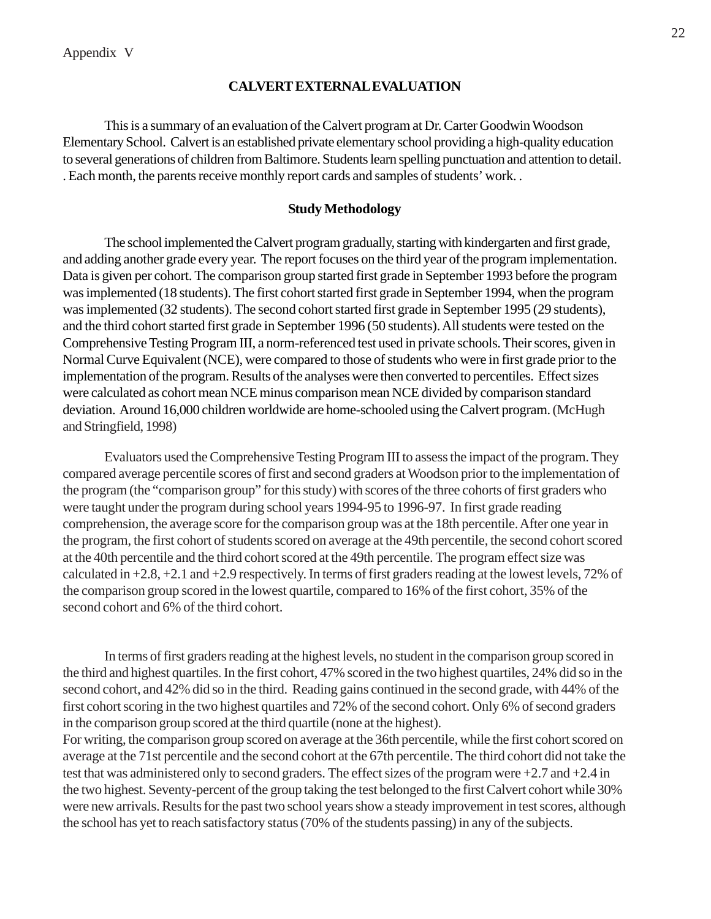Appendix V

## CALVERT EXTERNAL EVALUATION

This is a summary of an evaluation of the Calvert program at Dr. Carter Goodwin Woodson Elementary School. Calvert is an established private elementary school providing a high-quality education to several generations of children from Baltimore. Students learn spelling punctuation and attention to detail. . Each month, the parents receive monthly report cards and samples of students' work. .

### Study Methodology

The school implemented the Calvert program gradually, starting with kindergarten and first grade, and adding another grade every year. The report focuses on the third year of the program implementation. Data is given per cohort. The comparison group started first grade in September 1993 before the program was implemented (18 students). The first cohort started first grade in September 1994, when the program was implemented (32 students). The second cohort started first grade in September 1995 (29 students), and the third cohort started first grade in September 1996 (50 students). All students were tested on the Comprehensive Testing Program III, a norm-referenced test used in private schools. Their scores, given in Normal Curve Equivalent (NCE), were compared to those of students who were in first grade prior to the implementation of the program. Results of the analyses were then converted to percentiles. Effect sizes were calculated as cohort mean NCE minus comparison mean NCE divided by comparison standard deviation. Around 16,000 children worldwide are home-schooled using the Calvert program. (McHugh and Stringfield, 1998)

Evaluators used the Comprehensive Testing Program III to assess the impact of the program. They compared average percentile scores of first and second graders at Woodson prior to the implementation of the program (the "comparison group" for this study) with scores of the three cohorts of first graders who were taught under the program during school years 1994-95 to 1996-97. In first grade reading comprehension, the average score for the comparison group was at the 18th percentile. After one year in the program, the first cohort of students scored on average at the 49th percentile, the second cohort scored at the 40th percentile and the third cohort scored at the 49th percentile. The program effect size was calculated in +2.8, +2.1 and +2.9 respectively. In terms of first graders reading at the lowest levels, 72% of the comparison group scored in the lowest quartile, compared to 16% of the first cohort, 35% of the second cohort and 6% of the third cohort.

In terms of first graders reading at the highest levels, no student in the comparison group scored in the third and highest quartiles. In the first cohort, 47% scored in the two highest quartiles, 24% did so in the second cohort, and 42% did so in the third. Reading gains continued in the second grade, with 44% of the first cohort scoring in the two highest quartiles and 72% of the second cohort. Only 6% of second graders in the comparison group scored at the third quartile (none at the highest).
For writing, the comparison group scored on average at the 36th percentile, while the first cohort scored on average at the 71st percentile and the second cohort at the 67th percentile. The third cohort did not take the test that was administered only to second graders. The effect sizes of the program were +2.7 and +2.4 in the two highest. Seventy-percent of the group taking the test belonged to the first Calvert cohort while 30% were new arrivals. Results for the past two school years show a steady improvement in test scores, although the school has yet to reach satisfactory status (70% of the students passing) in any of the subjects.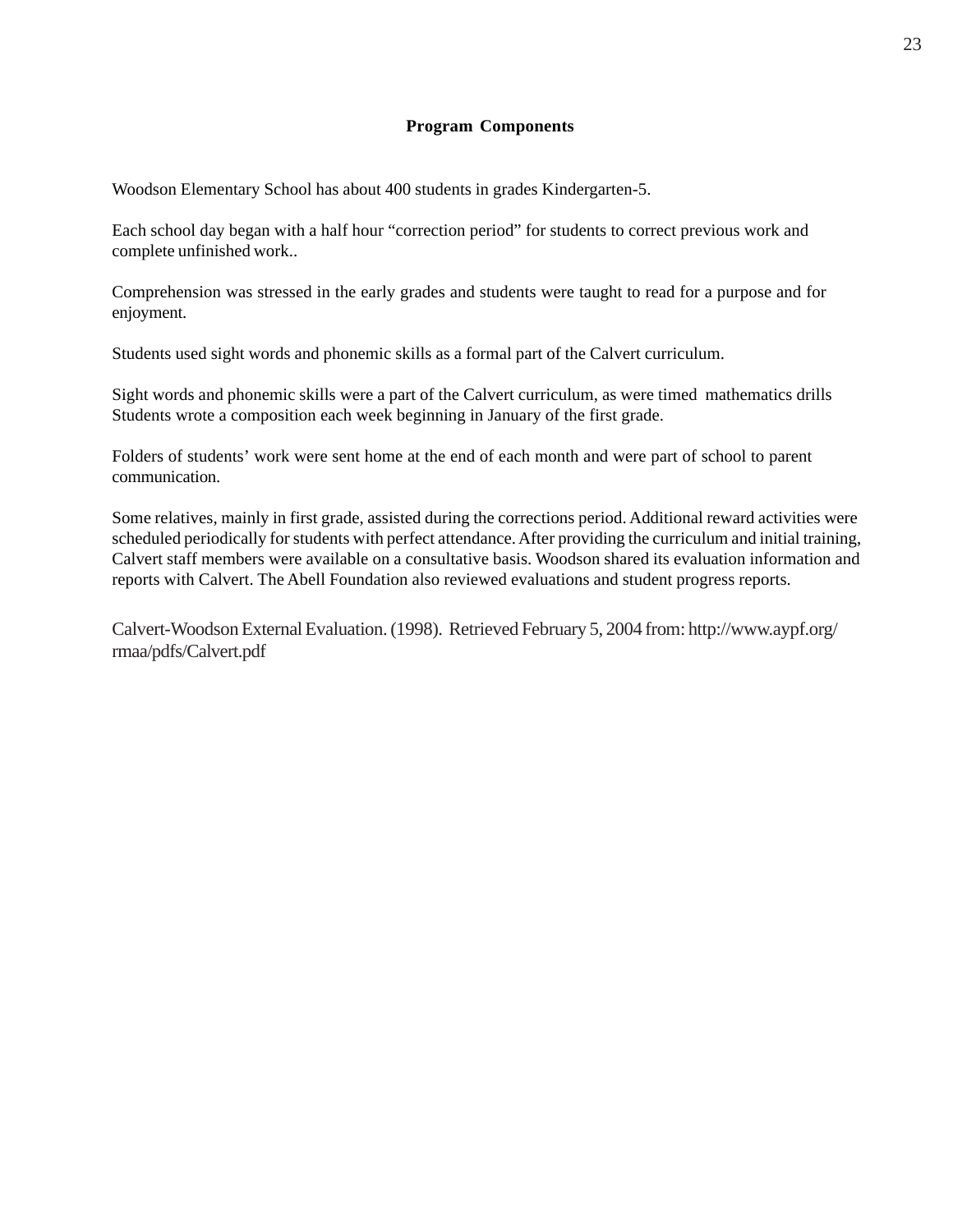**Program Components**

Woodson Elementary School has about 400 students in grades Kindergarten-5.

Each school day began with a half hour “correction period” for students to correct previous work and complete unfinished work..

Comprehension was stressed in the early grades and students were taught to read for a purpose and for enjoyment.

Students used sight words and phonemic skills as a formal part of the Calvert curriculum.

Sight words and phonemic skills were a part of the Calvert curriculum, as were timed mathematics drills Students wrote a composition each week beginning in January of the first grade.

Folders of students’ work were sent home at the end of each month and were part of school to parent communication.

Some relatives, mainly in first grade, assisted during the corrections period. Additional reward activities were scheduled periodically for students with perfect attendance. After providing the curriculum and initial training, Calvert staff members were available on a consultative basis. Woodson shared its evaluation information and reports with Calvert. The Abell Foundation also reviewed evaluations and student progress reports.

Calvert-Woodson External Evaluation. (1998). Retrieved February 5, 2004 from: http://www.aypf.org/rmaa/pdfs/Calvert.pdf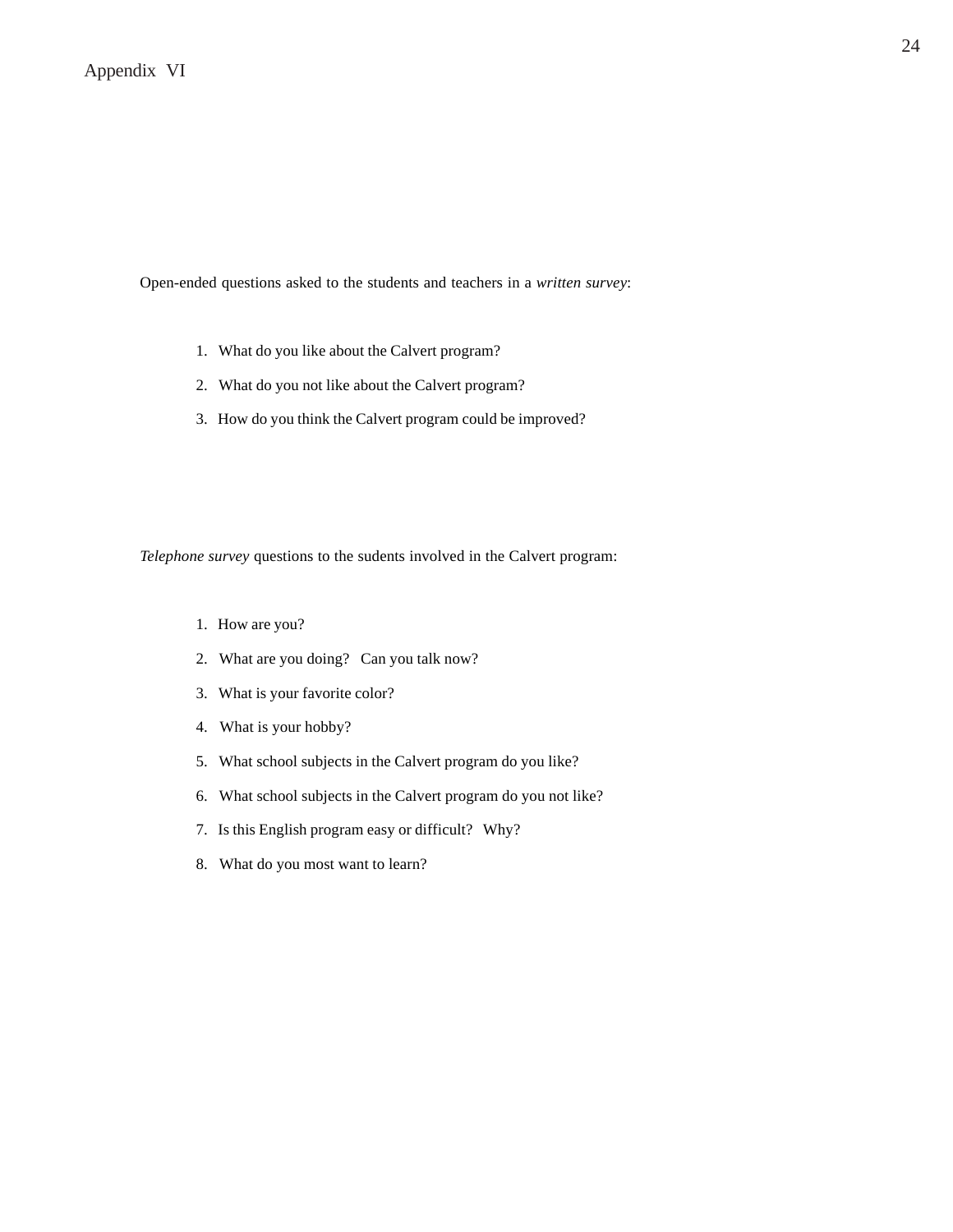# Appendix VI

Open-ended questions asked to the students and teachers in a *written survey*:

1. What do you like about the Calvert program?
2. What do you not like about the Calvert program?
3. How do you think the Calvert program could be improved?

*Telephone survey* questions to the sudents involved in the Calvert program:

1. How are you?
2. What are you doing? Can you talk now?
3. What is your favorite color?
4. What is your hobby?
5. What school subjects in the Calvert program do you like?
6. What school subjects in the Calvert program do you not like?
7. Is this English program easy or difficult? Why?
8. What do you most want to learn?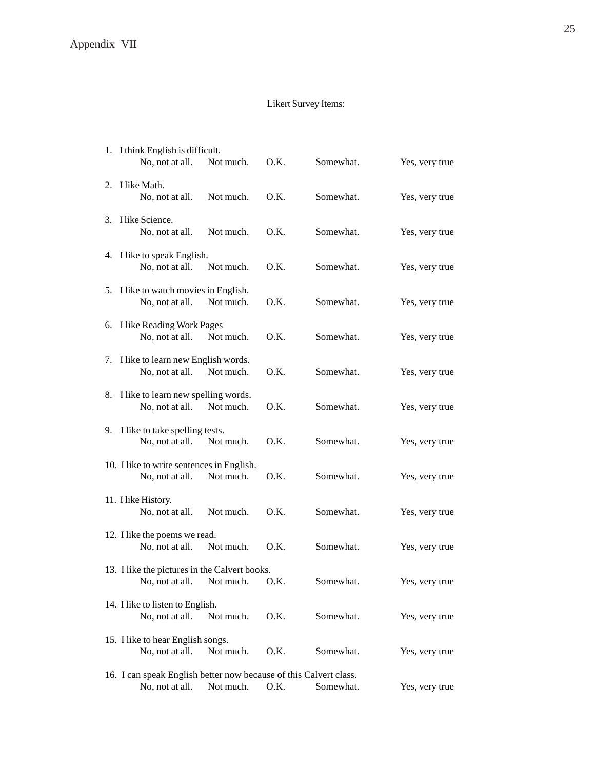Appendix VII

Likert Survey Items:

1. I think English is difficult.
   No, not at all. Not much. O.K. Somewhat. Yes, very true

2. I like Math.
   No, not at all. Not much. O.K. Somewhat. Yes, very true

3. I like Science.
   No, not at all. Not much. O.K. Somewhat. Yes, very true

4. I like to speak English.
   No, not at all. Not much. O.K. Somewhat. Yes, very true

5. I like to watch movies in English.
   No, not at all. Not much. O.K. Somewhat. Yes, very true

6. I like Reading Work Pages
   No, not at all. Not much. O.K. Somewhat. Yes, very true

7. I like to learn new English words.
   No, not at all. Not much. O.K. Somewhat. Yes, very true

8. I like to learn new spelling words.
   No, not at all. Not much. O.K. Somewhat. Yes, very true

9. I like to take spelling tests.
   No, not at all. Not much. O.K. Somewhat. Yes, very true

10. I like to write sentences in English.
    No, not at all. Not much. O.K. Somewhat. Yes, very true

11. I like History.
    No, not at all. Not much. O.K. Somewhat. Yes, very true

12. I like the poems we read.
    No, not at all. Not much. O.K. Somewhat. Yes, very true

13. I like the pictures in the Calvert books.
    No, not at all. Not much. O.K. Somewhat. Yes, very true

14. I like to listen to English.
    No, not at all. Not much. O.K. Somewhat. Yes, very true

15. I like to hear English songs.
    No, not at all. Not much. O.K. Somewhat. Yes, very true

16. I can speak English better now because of this Calvert class.
    No, not at all. Not much. O.K. Somewhat. Yes, very true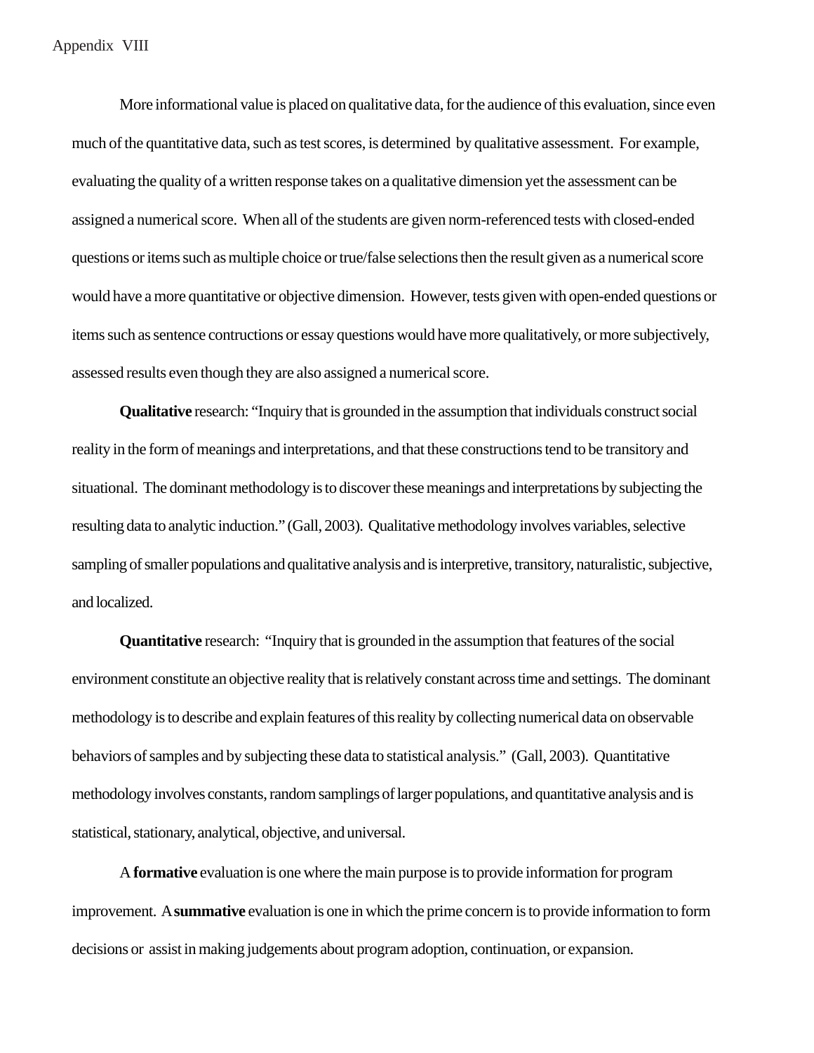# Appendix VIII

More informational value is placed on qualitative data, for the audience of this evaluation, since even much of the quantitative data, such as test scores, is determined by qualitative assessment. For example, evaluating the quality of a written response takes on a qualitative dimension yet the assessment can be assigned a numerical score. When all of the students are given norm-referenced tests with closed-ended questions or items such as multiple choice or true/false selections then the result given as a numerical score would have a more quantitative or objective dimension. However, tests given with open-ended questions or items such as sentence contructions or essay questions would have more qualitatively, or more subjectively, assessed results even though they are also assigned a numerical score.

**Qualitative** research: "Inquiry that is grounded in the assumption that individuals construct social reality in the form of meanings and interpretations, and that these constructions tend to be transitory and situational. The dominant methodology is to discover these meanings and interpretations by subjecting the resulting data to analytic induction." (Gall, 2003). Qualitative methodology involves variables, selective sampling of smaller populations and qualitative analysis and is interpretive, transitory, naturalistic, subjective, and localized.

**Quantitative** research: "Inquiry that is grounded in the assumption that features of the social environment constitute an objective reality that is relatively constant across time and settings. The dominant methodology is to describe and explain features of this reality by collecting numerical data on observable behaviors of samples and by subjecting these data to statistical analysis." (Gall, 2003). Quantitative methodology involves constants, random samplings of larger populations, and quantitative analysis and is statistical, stationary, analytical, objective, and universal.

A **formative** evaluation is one where the main purpose is to provide information for program improvement. A **summative** evaluation is one in which the prime concern is to provide information to form decisions or assist in making judgements about program adoption, continuation, or expansion.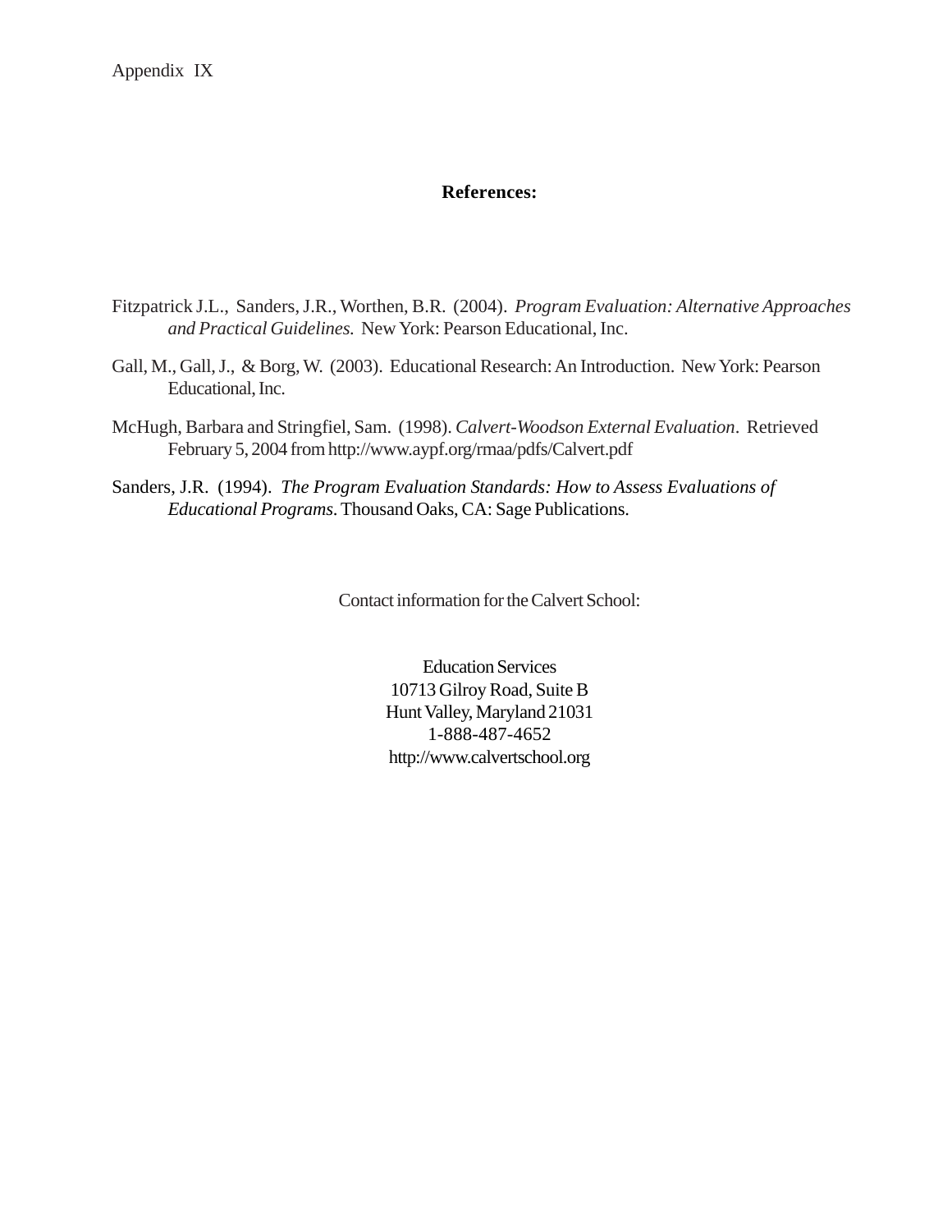Appendix IX

## References:

Fitzpatrick J.L., Sanders, J.R., Worthen, B.R. (2004). *Program Evaluation: Alternative Approaches and Practical Guidelines.* New York: Pearson Educational, Inc.

Gall, M., Gall, J., & Borg, W. (2003). Educational Research: An Introduction. New York: Pearson Educational, Inc.

McHugh, Barbara and Stringfiel, Sam. (1998). *Calvert-Woodson External Evaluation*. Retrieved February 5, 2004 from http://www.aypf.org/rmaa/pdfs/Calvert.pdf

Sanders, J.R. (1994). *The Program Evaluation Standards: How to Assess Evaluations of Educational Programs*. Thousand Oaks, CA: Sage Publications.

Contact information for the Calvert School:

Education Services
10713 Gilroy Road, Suite B
Hunt Valley, Maryland 21031
1-888-487-4652
http://www.calvertschool.org